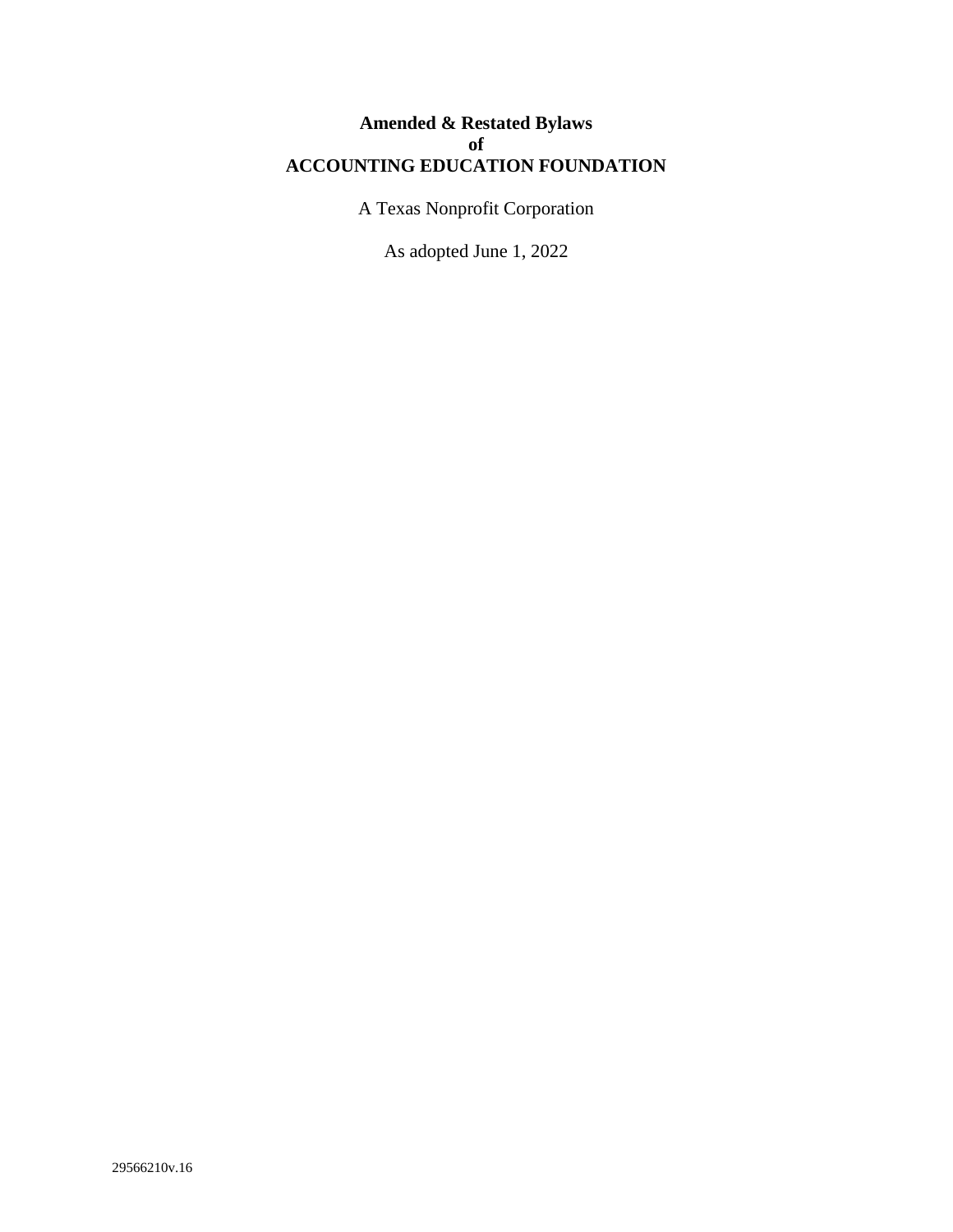# Amended & Restated Bylaws
# of
# ACCOUNTING EDUCATION FOUNDATION

A Texas Nonprofit Corporation

As adopted June 1, 2022

29566210v.16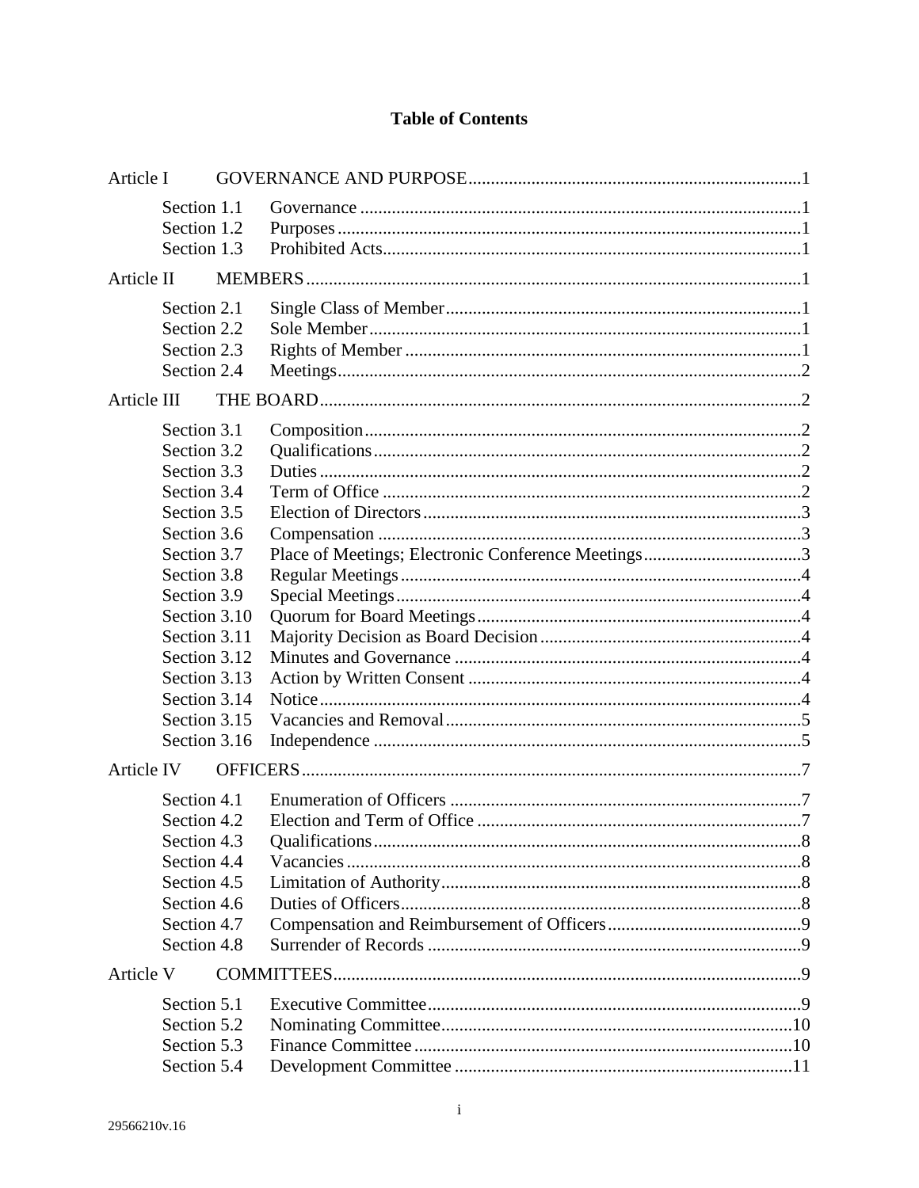# Table of Contents

| | | |
|---|---|---|
| Article I | GOVERNANCE AND PURPOSE | 1 |
| Section 1.1 | Governance | 1 |
| Section 1.2 | Purposes | 1 |
| Section 1.3 | Prohibited Acts | 1 |
| Article II | MEMBERS | 1 |
| Section 2.1 | Single Class of Member | 1 |
| Section 2.2 | Sole Member | 1 |
| Section 2.3 | Rights of Member | 1 |
| Section 2.4 | Meetings | 2 |
| Article III | THE BOARD | 2 |
| Section 3.1 | Composition | 2 |
| Section 3.2 | Qualifications | 2 |
| Section 3.3 | Duties | 2 |
| Section 3.4 | Term of Office | 2 |
| Section 3.5 | Election of Directors | 3 |
| Section 3.6 | Compensation | 3 |
| Section 3.7 | Place of Meetings; Electronic Conference Meetings | 3 |
| Section 3.8 | Regular Meetings | 4 |
| Section 3.9 | Special Meetings | 4 |
| Section 3.10 | Quorum for Board Meetings | 4 |
| Section 3.11 | Majority Decision as Board Decision | 4 |
| Section 3.12 | Minutes and Governance | 4 |
| Section 3.13 | Action by Written Consent | 4 |
| Section 3.14 | Notice | 4 |
| Section 3.15 | Vacancies and Removal | 5 |
| Section 3.16 | Independence | 5 |
| Article IV | OFFICERS | 7 |
| Section 4.1 | Enumeration of Officers | 7 |
| Section 4.2 | Election and Term of Office | 7 |
| Section 4.3 | Qualifications | 8 |
| Section 4.4 | Vacancies | 8 |
| Section 4.5 | Limitation of Authority | 8 |
| Section 4.6 | Duties of Officers | 8 |
| Section 4.7 | Compensation and Reimbursement of Officers | 9 |
| Section 4.8 | Surrender of Records | 9 |
| Article V | COMMITTEES | 9 |
| Section 5.1 | Executive Committee | 9 |
| Section 5.2 | Nominating Committee | 10 |
| Section 5.3 | Finance Committee | 10 |
| Section 5.4 | Development Committee | 11 |

29566210v.16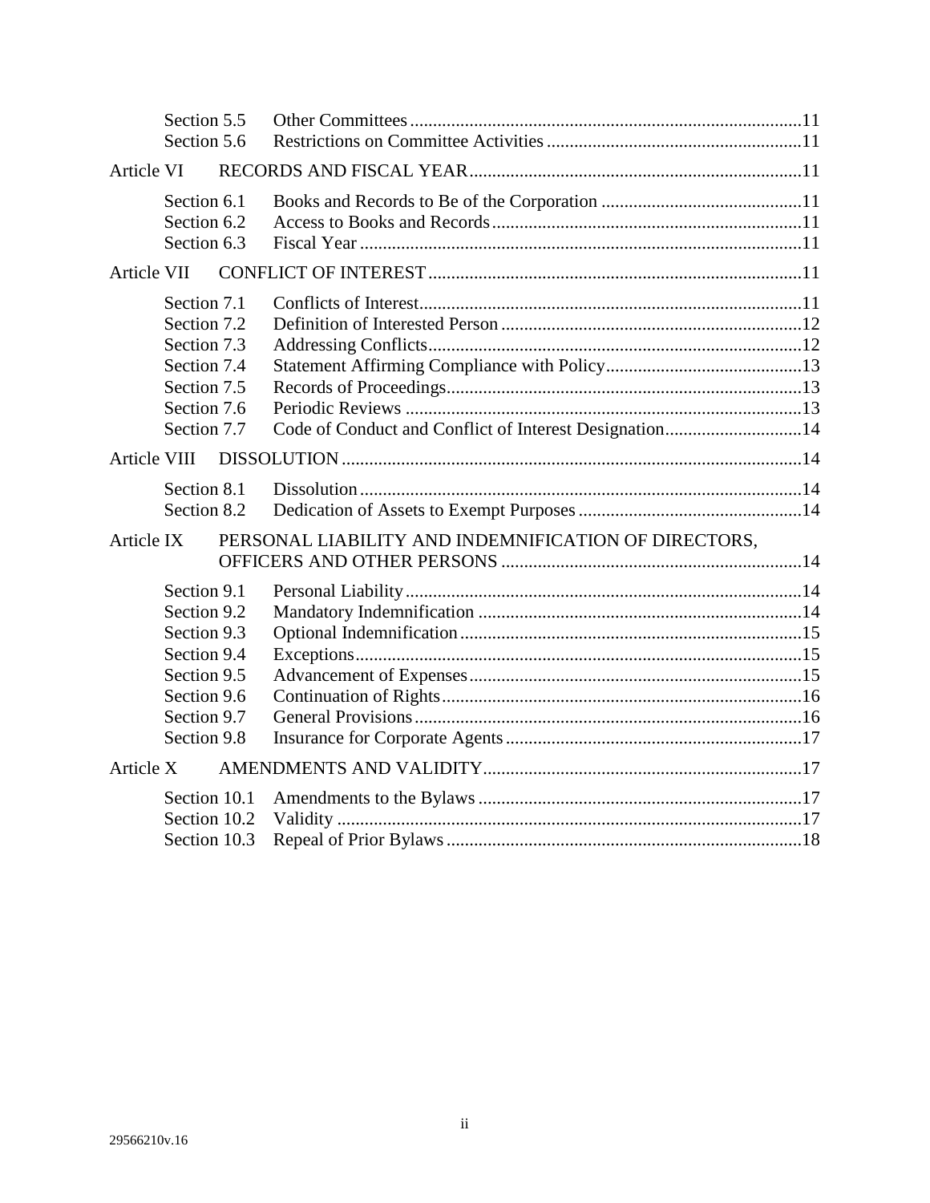| | | |
|---|---|---|
| Section 5.5 | Other Committees | 11 |
| Section 5.6 | Restrictions on Committee Activities | 11 |
| **Article VI** | **RECORDS AND FISCAL YEAR** | **11** |
| Section 6.1 | Books and Records to Be of the Corporation | 11 |
| Section 6.2 | Access to Books and Records | 11 |
| Section 6.3 | Fiscal Year | 11 |
| **Article VII** | **CONFLICT OF INTEREST** | **11** |
| Section 7.1 | Conflicts of Interest | 11 |
| Section 7.2 | Definition of Interested Person | 12 |
| Section 7.3 | Addressing Conflicts | 12 |
| Section 7.4 | Statement Affirming Compliance with Policy | 13 |
| Section 7.5 | Records of Proceedings | 13 |
| Section 7.6 | Periodic Reviews | 13 |
| Section 7.7 | Code of Conduct and Conflict of Interest Designation | 14 |
| **Article VIII** | **DISSOLUTION** | **14** |
| Section 8.1 | Dissolution | 14 |
| Section 8.2 | Dedication of Assets to Exempt Purposes | 14 |
| **Article IX** | **PERSONAL LIABILITY AND INDEMNIFICATION OF DIRECTORS, OFFICERS AND OTHER PERSONS** | **14** |
| Section 9.1 | Personal Liability | 14 |
| Section 9.2 | Mandatory Indemnification | 14 |
| Section 9.3 | Optional Indemnification | 15 |
| Section 9.4 | Exceptions | 15 |
| Section 9.5 | Advancement of Expenses | 15 |
| Section 9.6 | Continuation of Rights | 16 |
| Section 9.7 | General Provisions | 16 |
| Section 9.8 | Insurance for Corporate Agents | 17 |
| **Article X** | **AMENDMENTS AND VALIDITY** | **17** |
| Section 10.1 | Amendments to the Bylaws | 17 |
| Section 10.2 | Validity | 17 |
| Section 10.3 | Repeal of Prior Bylaws | 18 |

29566210v.16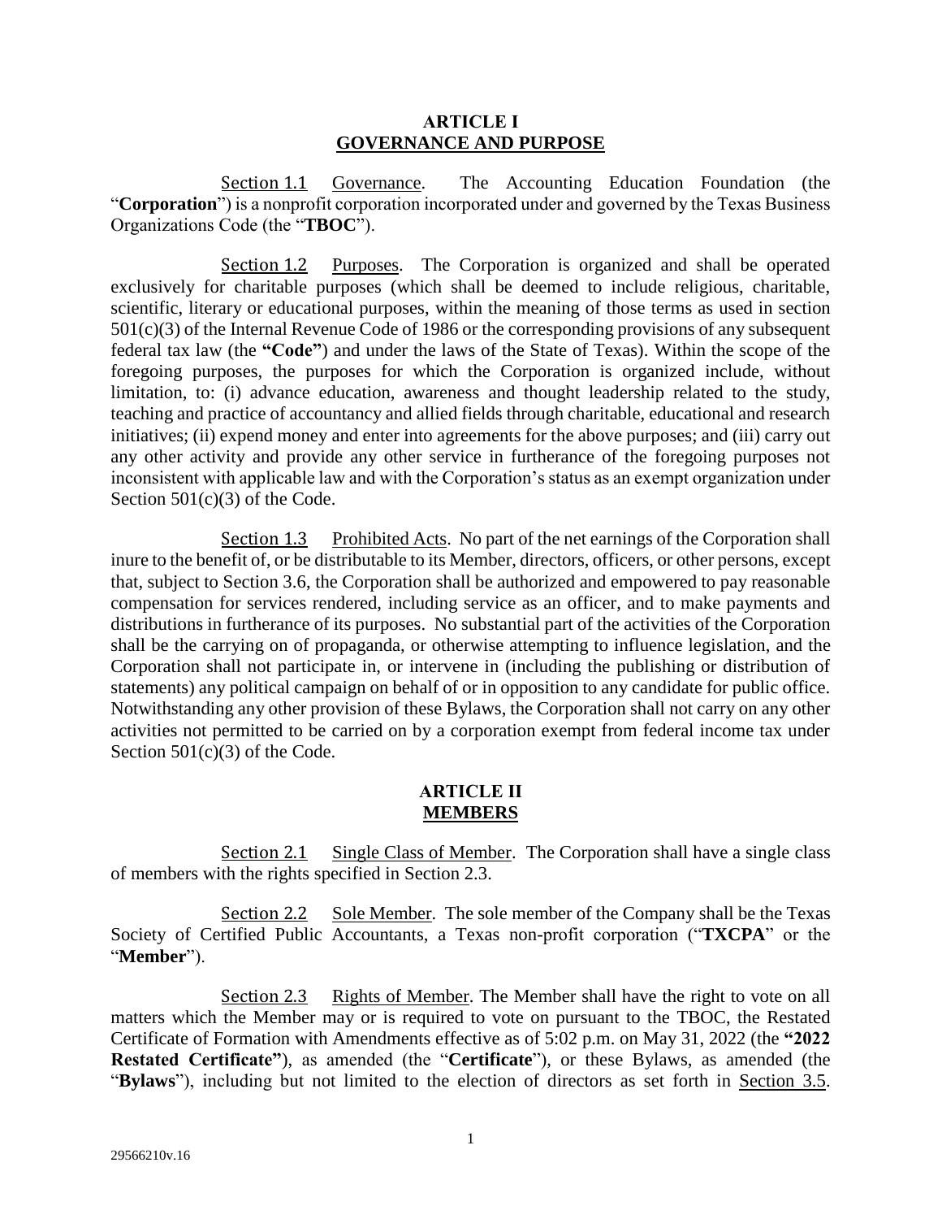## ARTICLE I
## GOVERNANCE AND PURPOSE

Section 1.1 Governance. The Accounting Education Foundation (the "**Corporation**") is a nonprofit corporation incorporated under and governed by the Texas Business Organizations Code (the "**TBOC**").

Section 1.2 Purposes. The Corporation is organized and shall be operated exclusively for charitable purposes (which shall be deemed to include religious, charitable, scientific, literary or educational purposes, within the meaning of those terms as used in section 501(c)(3) of the Internal Revenue Code of 1986 or the corresponding provisions of any subsequent federal tax law (the **"Code"**) and under the laws of the State of Texas). Within the scope of the foregoing purposes, the purposes for which the Corporation is organized include, without limitation, to: (i) advance education, awareness and thought leadership related to the study, teaching and practice of accountancy and allied fields through charitable, educational and research initiatives; (ii) expend money and enter into agreements for the above purposes; and (iii) carry out any other activity and provide any other service in furtherance of the foregoing purposes not inconsistent with applicable law and with the Corporation's status as an exempt organization under Section 501(c)(3) of the Code.

Section 1.3 Prohibited Acts. No part of the net earnings of the Corporation shall inure to the benefit of, or be distributable to its Member, directors, officers, or other persons, except that, subject to Section 3.6, the Corporation shall be authorized and empowered to pay reasonable compensation for services rendered, including service as an officer, and to make payments and distributions in furtherance of its purposes. No substantial part of the activities of the Corporation shall be the carrying on of propaganda, or otherwise attempting to influence legislation, and the Corporation shall not participate in, or intervene in (including the publishing or distribution of statements) any political campaign on behalf of or in opposition to any candidate for public office. Notwithstanding any other provision of these Bylaws, the Corporation shall not carry on any other activities not permitted to be carried on by a corporation exempt from federal income tax under Section 501(c)(3) of the Code.

## ARTICLE II
## MEMBERS

Section 2.1 Single Class of Member. The Corporation shall have a single class of members with the rights specified in Section 2.3.

Section 2.2 Sole Member. The sole member of the Company shall be the Texas Society of Certified Public Accountants, a Texas non-profit corporation ("**TXCPA**" or the "**Member**").

Section 2.3 Rights of Member. The Member shall have the right to vote on all matters which the Member may or is required to vote on pursuant to the TBOC, the Restated Certificate of Formation with Amendments effective as of 5:02 p.m. on May 31, 2022 (the **"2022 Restated Certificate"**), as amended (the "**Certificate**"), or these Bylaws, as amended (the "**Bylaws**"), including but not limited to the election of directors as set forth in Section 3.5.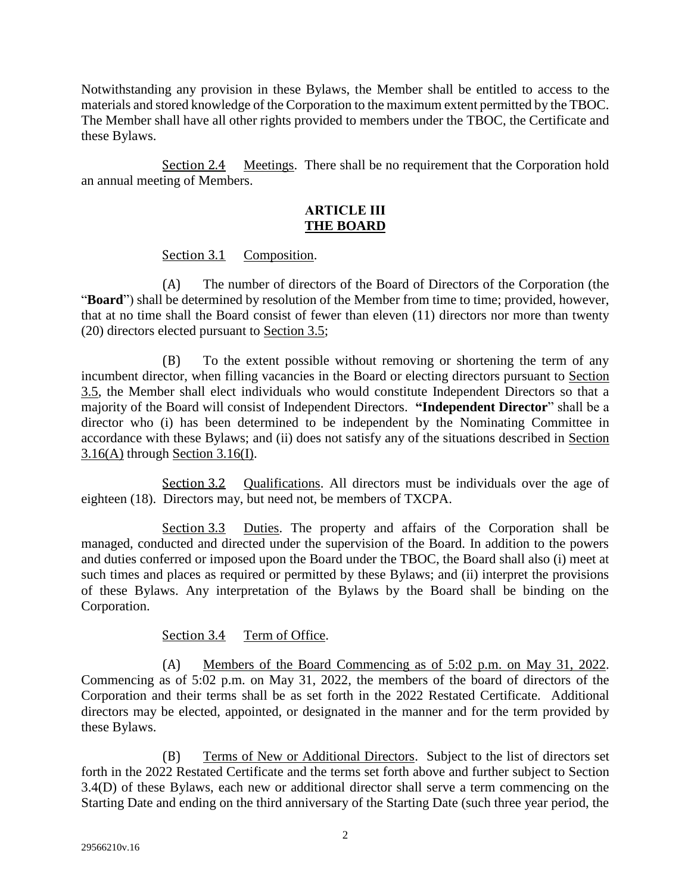Notwithstanding any provision in these Bylaws, the Member shall be entitled to access to the materials and stored knowledge of the Corporation to the maximum extent permitted by the TBOC. The Member shall have all other rights provided to members under the TBOC, the Certificate and these Bylaws.

Section 2.4 Meetings. There shall be no requirement that the Corporation hold an annual meeting of Members.

## ARTICLE III
## THE BOARD

Section 3.1 Composition.

(A) The number of directors of the Board of Directors of the Corporation (the "**Board**") shall be determined by resolution of the Member from time to time; provided, however, that at no time shall the Board consist of fewer than eleven (11) directors nor more than twenty (20) directors elected pursuant to Section 3.5;

(B) To the extent possible without removing or shortening the term of any incumbent director, when filling vacancies in the Board or electing directors pursuant to Section 3.5, the Member shall elect individuals who would constitute Independent Directors so that a majority of the Board will consist of Independent Directors. **"Independent Director**" shall be a director who (i) has been determined to be independent by the Nominating Committee in accordance with these Bylaws; and (ii) does not satisfy any of the situations described in Section 3.16(A) through Section 3.16(I).

Section 3.2 Qualifications. All directors must be individuals over the age of eighteen (18). Directors may, but need not, be members of TXCPA.

Section 3.3 Duties. The property and affairs of the Corporation shall be managed, conducted and directed under the supervision of the Board. In addition to the powers and duties conferred or imposed upon the Board under the TBOC, the Board shall also (i) meet at such times and places as required or permitted by these Bylaws; and (ii) interpret the provisions of these Bylaws. Any interpretation of the Bylaws by the Board shall be binding on the Corporation.

Section 3.4 Term of Office.

(A) Members of the Board Commencing as of 5:02 p.m. on May 31, 2022. Commencing as of 5:02 p.m. on May 31, 2022, the members of the board of directors of the Corporation and their terms shall be as set forth in the 2022 Restated Certificate. Additional directors may be elected, appointed, or designated in the manner and for the term provided by these Bylaws.

(B) Terms of New or Additional Directors. Subject to the list of directors set forth in the 2022 Restated Certificate and the terms set forth above and further subject to Section 3.4(D) of these Bylaws, each new or additional director shall serve a term commencing on the Starting Date and ending on the third anniversary of the Starting Date (such three year period, the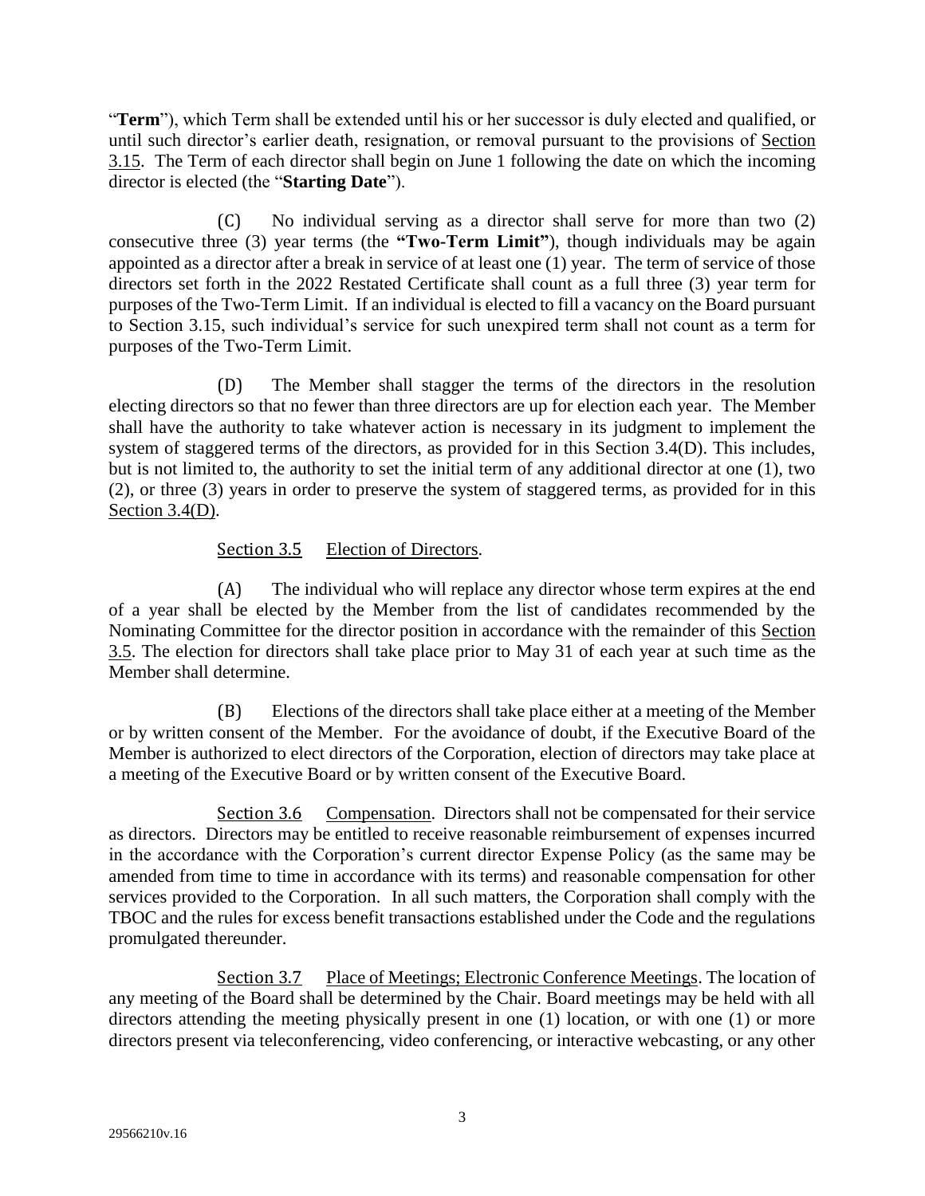"**Term**"), which Term shall be extended until his or her successor is duly elected and qualified, or until such director's earlier death, resignation, or removal pursuant to the provisions of Section 3.15. The Term of each director shall begin on June 1 following the date on which the incoming director is elected (the "**Starting Date**").

(C) No individual serving as a director shall serve for more than two (2) consecutive three (3) year terms (the **"Two-Term Limit"**), though individuals may be again appointed as a director after a break in service of at least one (1) year. The term of service of those directors set forth in the 2022 Restated Certificate shall count as a full three (3) year term for purposes of the Two-Term Limit. If an individual is elected to fill a vacancy on the Board pursuant to Section 3.15, such individual's service for such unexpired term shall not count as a term for purposes of the Two-Term Limit.

(D) The Member shall stagger the terms of the directors in the resolution electing directors so that no fewer than three directors are up for election each year. The Member shall have the authority to take whatever action is necessary in its judgment to implement the system of staggered terms of the directors, as provided for in this Section 3.4(D). This includes, but is not limited to, the authority to set the initial term of any additional director at one (1), two (2), or three (3) years in order to preserve the system of staggered terms, as provided for in this Section 3.4(D).

Section 3.5 Election of Directors.

(A) The individual who will replace any director whose term expires at the end of a year shall be elected by the Member from the list of candidates recommended by the Nominating Committee for the director position in accordance with the remainder of this Section 3.5. The election for directors shall take place prior to May 31 of each year at such time as the Member shall determine.

(B) Elections of the directors shall take place either at a meeting of the Member or by written consent of the Member. For the avoidance of doubt, if the Executive Board of the Member is authorized to elect directors of the Corporation, election of directors may take place at a meeting of the Executive Board or by written consent of the Executive Board.

Section 3.6 Compensation. Directors shall not be compensated for their service as directors. Directors may be entitled to receive reasonable reimbursement of expenses incurred in the accordance with the Corporation's current director Expense Policy (as the same may be amended from time to time in accordance with its terms) and reasonable compensation for other services provided to the Corporation. In all such matters, the Corporation shall comply with the TBOC and the rules for excess benefit transactions established under the Code and the regulations promulgated thereunder.

Section 3.7 Place of Meetings; Electronic Conference Meetings. The location of any meeting of the Board shall be determined by the Chair. Board meetings may be held with all directors attending the meeting physically present in one (1) location, or with one (1) or more directors present via teleconferencing, video conferencing, or interactive webcasting, or any other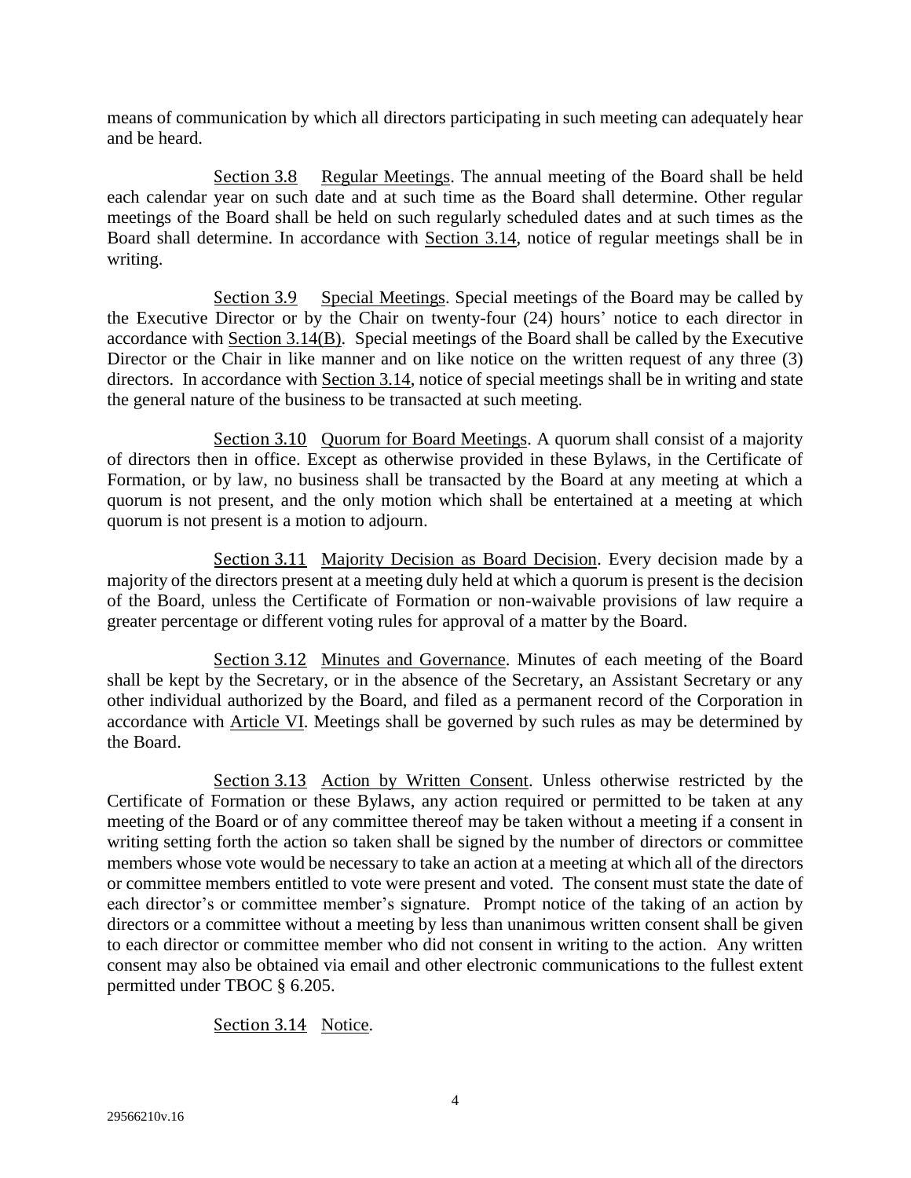means of communication by which all directors participating in such meeting can adequately hear and be heard.

Section 3.8 Regular Meetings. The annual meeting of the Board shall be held each calendar year on such date and at such time as the Board shall determine. Other regular meetings of the Board shall be held on such regularly scheduled dates and at such times as the Board shall determine. In accordance with Section 3.14, notice of regular meetings shall be in writing.

Section 3.9 Special Meetings. Special meetings of the Board may be called by the Executive Director or by the Chair on twenty-four (24) hours' notice to each director in accordance with Section 3.14(B). Special meetings of the Board shall be called by the Executive Director or the Chair in like manner and on like notice on the written request of any three (3) directors. In accordance with Section 3.14, notice of special meetings shall be in writing and state the general nature of the business to be transacted at such meeting.

Section 3.10 Quorum for Board Meetings. A quorum shall consist of a majority of directors then in office. Except as otherwise provided in these Bylaws, in the Certificate of Formation, or by law, no business shall be transacted by the Board at any meeting at which a quorum is not present, and the only motion which shall be entertained at a meeting at which quorum is not present is a motion to adjourn.

Section 3.11 Majority Decision as Board Decision. Every decision made by a majority of the directors present at a meeting duly held at which a quorum is present is the decision of the Board, unless the Certificate of Formation or non-waivable provisions of law require a greater percentage or different voting rules for approval of a matter by the Board.

Section 3.12 Minutes and Governance. Minutes of each meeting of the Board shall be kept by the Secretary, or in the absence of the Secretary, an Assistant Secretary or any other individual authorized by the Board, and filed as a permanent record of the Corporation in accordance with Article VI. Meetings shall be governed by such rules as may be determined by the Board.

Section 3.13 Action by Written Consent. Unless otherwise restricted by the Certificate of Formation or these Bylaws, any action required or permitted to be taken at any meeting of the Board or of any committee thereof may be taken without a meeting if a consent in writing setting forth the action so taken shall be signed by the number of directors or committee members whose vote would be necessary to take an action at a meeting at which all of the directors or committee members entitled to vote were present and voted. The consent must state the date of each director's or committee member's signature. Prompt notice of the taking of an action by directors or a committee without a meeting by less than unanimous written consent shall be given to each director or committee member who did not consent in writing to the action. Any written consent may also be obtained via email and other electronic communications to the fullest extent permitted under TBOC § 6.205.

Section 3.14 Notice.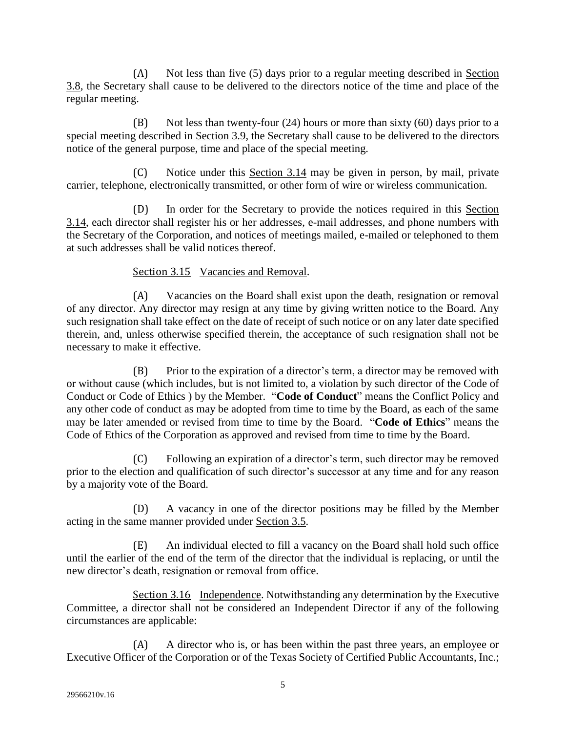(A) Not less than five (5) days prior to a regular meeting described in Section 3.8, the Secretary shall cause to be delivered to the directors notice of the time and place of the regular meeting.

(B) Not less than twenty-four (24) hours or more than sixty (60) days prior to a special meeting described in Section 3.9, the Secretary shall cause to be delivered to the directors notice of the general purpose, time and place of the special meeting.

(C) Notice under this Section 3.14 may be given in person, by mail, private carrier, telephone, electronically transmitted, or other form of wire or wireless communication.

(D) In order for the Secretary to provide the notices required in this Section 3.14, each director shall register his or her addresses, e-mail addresses, and phone numbers with the Secretary of the Corporation, and notices of meetings mailed, e-mailed or telephoned to them at such addresses shall be valid notices thereof.

Section 3.15 Vacancies and Removal.

(A) Vacancies on the Board shall exist upon the death, resignation or removal of any director. Any director may resign at any time by giving written notice to the Board. Any such resignation shall take effect on the date of receipt of such notice or on any later date specified therein, and, unless otherwise specified therein, the acceptance of such resignation shall not be necessary to make it effective.

(B) Prior to the expiration of a director's term, a director may be removed with or without cause (which includes, but is not limited to, a violation by such director of the Code of Conduct or Code of Ethics ) by the Member. "**Code of Conduct**" means the Conflict Policy and any other code of conduct as may be adopted from time to time by the Board, as each of the same may be later amended or revised from time to time by the Board. "**Code of Ethics**" means the Code of Ethics of the Corporation as approved and revised from time to time by the Board.

(C) Following an expiration of a director's term, such director may be removed prior to the election and qualification of such director's successor at any time and for any reason by a majority vote of the Board.

(D) A vacancy in one of the director positions may be filled by the Member acting in the same manner provided under Section 3.5.

(E) An individual elected to fill a vacancy on the Board shall hold such office until the earlier of the end of the term of the director that the individual is replacing, or until the new director's death, resignation or removal from office.

Section 3.16 Independence. Notwithstanding any determination by the Executive Committee, a director shall not be considered an Independent Director if any of the following circumstances are applicable:

(A) A director who is, or has been within the past three years, an employee or Executive Officer of the Corporation or of the Texas Society of Certified Public Accountants, Inc.;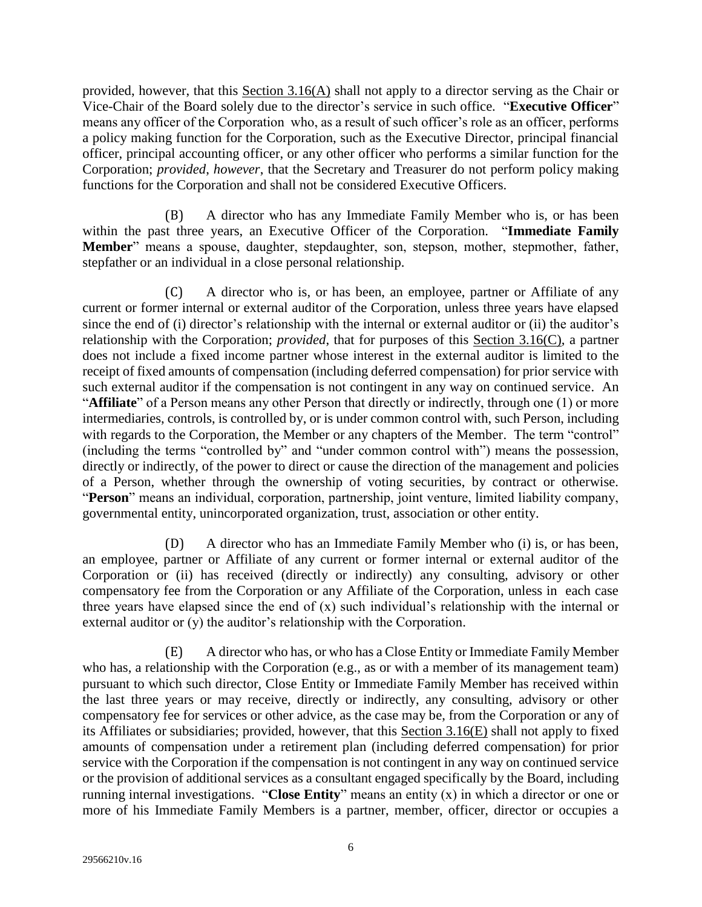provided, however, that this Section 3.16(A) shall not apply to a director serving as the Chair or Vice-Chair of the Board solely due to the director's service in such office. "**Executive Officer**" means any officer of the Corporation who, as a result of such officer's role as an officer, performs a policy making function for the Corporation, such as the Executive Director, principal financial officer, principal accounting officer, or any other officer who performs a similar function for the Corporation; *provided*, *however*, that the Secretary and Treasurer do not perform policy making functions for the Corporation and shall not be considered Executive Officers.

(B) A director who has any Immediate Family Member who is, or has been within the past three years, an Executive Officer of the Corporation. "**Immediate Family Member**" means a spouse, daughter, stepdaughter, son, stepson, mother, stepmother, father, stepfather or an individual in a close personal relationship.

(C) A director who is, or has been, an employee, partner or Affiliate of any current or former internal or external auditor of the Corporation, unless three years have elapsed since the end of (i) director's relationship with the internal or external auditor or (ii) the auditor's relationship with the Corporation; *provided*, that for purposes of this Section 3.16(C), a partner does not include a fixed income partner whose interest in the external auditor is limited to the receipt of fixed amounts of compensation (including deferred compensation) for prior service with such external auditor if the compensation is not contingent in any way on continued service. An "**Affiliate**" of a Person means any other Person that directly or indirectly, through one (1) or more intermediaries, controls, is controlled by, or is under common control with, such Person, including with regards to the Corporation, the Member or any chapters of the Member. The term "control" (including the terms "controlled by" and "under common control with") means the possession, directly or indirectly, of the power to direct or cause the direction of the management and policies of a Person, whether through the ownership of voting securities, by contract or otherwise. "**Person**" means an individual, corporation, partnership, joint venture, limited liability company, governmental entity, unincorporated organization, trust, association or other entity.

(D) A director who has an Immediate Family Member who (i) is, or has been, an employee, partner or Affiliate of any current or former internal or external auditor of the Corporation or (ii) has received (directly or indirectly) any consulting, advisory or other compensatory fee from the Corporation or any Affiliate of the Corporation, unless in each case three years have elapsed since the end of (x) such individual's relationship with the internal or external auditor or (y) the auditor's relationship with the Corporation.

(E) A director who has, or who has a Close Entity or Immediate Family Member who has, a relationship with the Corporation (e.g., as or with a member of its management team) pursuant to which such director, Close Entity or Immediate Family Member has received within the last three years or may receive, directly or indirectly, any consulting, advisory or other compensatory fee for services or other advice, as the case may be, from the Corporation or any of its Affiliates or subsidiaries; provided, however, that this Section 3.16(E) shall not apply to fixed amounts of compensation under a retirement plan (including deferred compensation) for prior service with the Corporation if the compensation is not contingent in any way on continued service or the provision of additional services as a consultant engaged specifically by the Board, including running internal investigations. "**Close Entity**" means an entity (x) in which a director or one or more of his Immediate Family Members is a partner, member, officer, director or occupies a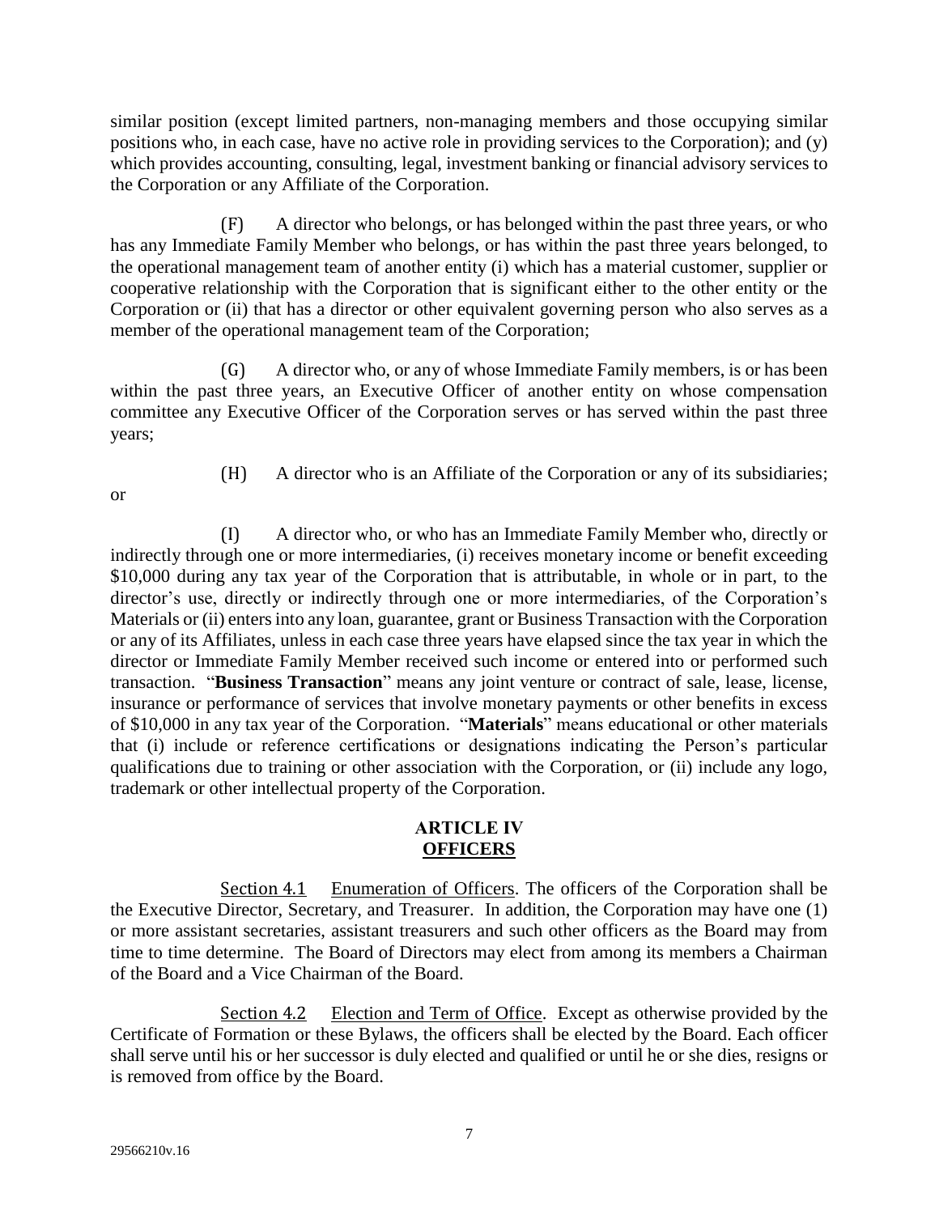similar position (except limited partners, non-managing members and those occupying similar positions who, in each case, have no active role in providing services to the Corporation); and (y) which provides accounting, consulting, legal, investment banking or financial advisory services to the Corporation or any Affiliate of the Corporation.

(F) A director who belongs, or has belonged within the past three years, or who has any Immediate Family Member who belongs, or has within the past three years belonged, to the operational management team of another entity (i) which has a material customer, supplier or cooperative relationship with the Corporation that is significant either to the other entity or the Corporation or (ii) that has a director or other equivalent governing person who also serves as a member of the operational management team of the Corporation;

(G) A director who, or any of whose Immediate Family members, is or has been within the past three years, an Executive Officer of another entity on whose compensation committee any Executive Officer of the Corporation serves or has served within the past three years;

(H) A director who is an Affiliate of the Corporation or any of its subsidiaries; or

(I) A director who, or who has an Immediate Family Member who, directly or indirectly through one or more intermediaries, (i) receives monetary income or benefit exceeding $10,000 during any tax year of the Corporation that is attributable, in whole or in part, to the director's use, directly or indirectly through one or more intermediaries, of the Corporation's Materials or (ii) enters into any loan, guarantee, grant or Business Transaction with the Corporation or any of its Affiliates, unless in each case three years have elapsed since the tax year in which the director or Immediate Family Member received such income or entered into or performed such transaction. "**Business Transaction**" means any joint venture or contract of sale, lease, license, insurance or performance of services that involve monetary payments or other benefits in excess of $10,000 in any tax year of the Corporation. "**Materials**" means educational or other materials that (i) include or reference certifications or designations indicating the Person's particular qualifications due to training or other association with the Corporation, or (ii) include any logo, trademark or other intellectual property of the Corporation.

## ARTICLE IV
## OFFICERS

Section 4.1 Enumeration of Officers. The officers of the Corporation shall be the Executive Director, Secretary, and Treasurer. In addition, the Corporation may have one (1) or more assistant secretaries, assistant treasurers and such other officers as the Board may from time to time determine. The Board of Directors may elect from among its members a Chairman of the Board and a Vice Chairman of the Board.

Section 4.2 Election and Term of Office. Except as otherwise provided by the Certificate of Formation or these Bylaws, the officers shall be elected by the Board. Each officer shall serve until his or her successor is duly elected and qualified or until he or she dies, resigns or is removed from office by the Board.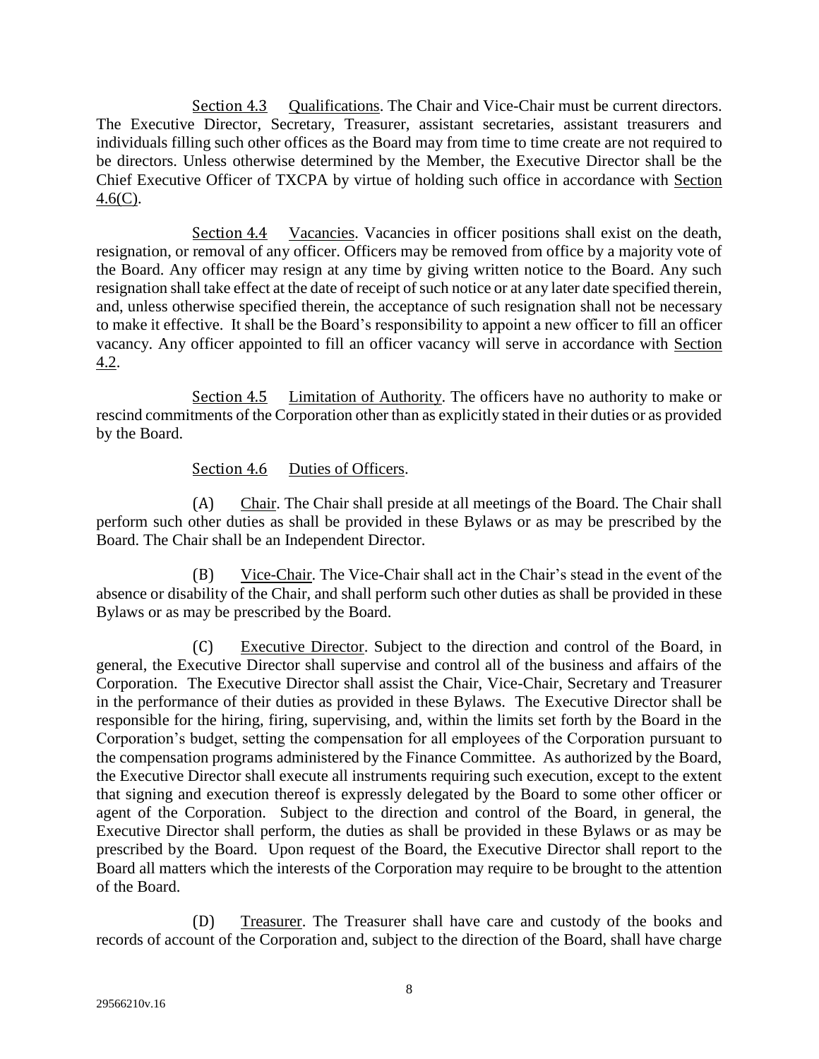Section 4.3 Qualifications. The Chair and Vice-Chair must be current directors. The Executive Director, Secretary, Treasurer, assistant secretaries, assistant treasurers and individuals filling such other offices as the Board may from time to time create are not required to be directors. Unless otherwise determined by the Member, the Executive Director shall be the Chief Executive Officer of TXCPA by virtue of holding such office in accordance with Section 4.6(C).

Section 4.4 Vacancies. Vacancies in officer positions shall exist on the death, resignation, or removal of any officer. Officers may be removed from office by a majority vote of the Board. Any officer may resign at any time by giving written notice to the Board. Any such resignation shall take effect at the date of receipt of such notice or at any later date specified therein, and, unless otherwise specified therein, the acceptance of such resignation shall not be necessary to make it effective. It shall be the Board's responsibility to appoint a new officer to fill an officer vacancy. Any officer appointed to fill an officer vacancy will serve in accordance with Section 4.2.

Section 4.5 Limitation of Authority. The officers have no authority to make or rescind commitments of the Corporation other than as explicitly stated in their duties or as provided by the Board.

Section 4.6 Duties of Officers.

(A) Chair. The Chair shall preside at all meetings of the Board. The Chair shall perform such other duties as shall be provided in these Bylaws or as may be prescribed by the Board. The Chair shall be an Independent Director.

(B) Vice-Chair. The Vice-Chair shall act in the Chair's stead in the event of the absence or disability of the Chair, and shall perform such other duties as shall be provided in these Bylaws or as may be prescribed by the Board.

(C) Executive Director. Subject to the direction and control of the Board, in general, the Executive Director shall supervise and control all of the business and affairs of the Corporation. The Executive Director shall assist the Chair, Vice-Chair, Secretary and Treasurer in the performance of their duties as provided in these Bylaws. The Executive Director shall be responsible for the hiring, firing, supervising, and, within the limits set forth by the Board in the Corporation's budget, setting the compensation for all employees of the Corporation pursuant to the compensation programs administered by the Finance Committee. As authorized by the Board, the Executive Director shall execute all instruments requiring such execution, except to the extent that signing and execution thereof is expressly delegated by the Board to some other officer or agent of the Corporation. Subject to the direction and control of the Board, in general, the Executive Director shall perform, the duties as shall be provided in these Bylaws or as may be prescribed by the Board. Upon request of the Board, the Executive Director shall report to the Board all matters which the interests of the Corporation may require to be brought to the attention of the Board.

(D) Treasurer. The Treasurer shall have care and custody of the books and records of account of the Corporation and, subject to the direction of the Board, shall have charge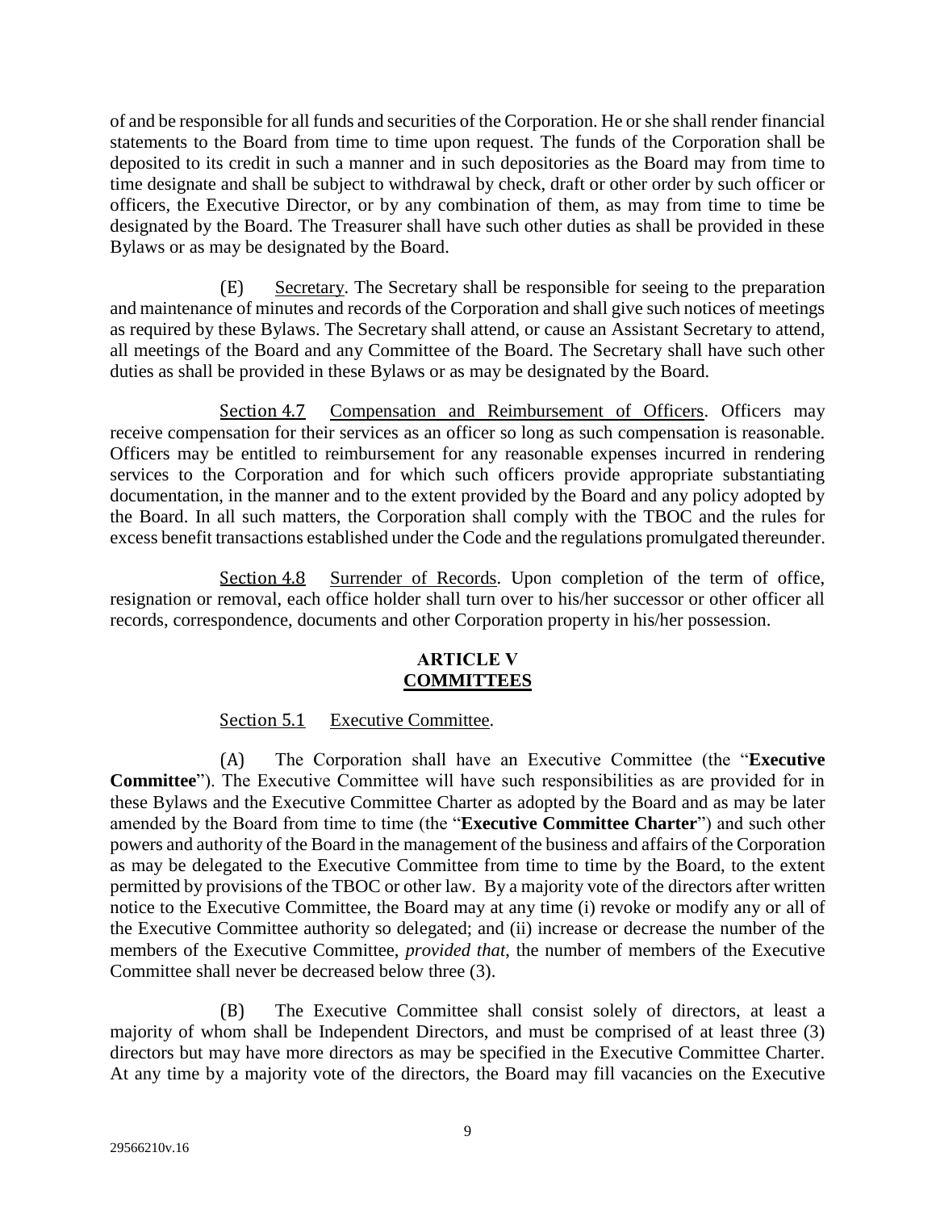of and be responsible for all funds and securities of the Corporation. He or she shall render financial statements to the Board from time to time upon request. The funds of the Corporation shall be deposited to its credit in such a manner and in such depositories as the Board may from time to time designate and shall be subject to withdrawal by check, draft or other order by such officer or officers, the Executive Director, or by any combination of them, as may from time to time be designated by the Board. The Treasurer shall have such other duties as shall be provided in these Bylaws or as may be designated by the Board.

(E) Secretary. The Secretary shall be responsible for seeing to the preparation and maintenance of minutes and records of the Corporation and shall give such notices of meetings as required by these Bylaws. The Secretary shall attend, or cause an Assistant Secretary to attend, all meetings of the Board and any Committee of the Board. The Secretary shall have such other duties as shall be provided in these Bylaws or as may be designated by the Board.

Section 4.7 Compensation and Reimbursement of Officers. Officers may receive compensation for their services as an officer so long as such compensation is reasonable. Officers may be entitled to reimbursement for any reasonable expenses incurred in rendering services to the Corporation and for which such officers provide appropriate substantiating documentation, in the manner and to the extent provided by the Board and any policy adopted by the Board. In all such matters, the Corporation shall comply with the TBOC and the rules for excess benefit transactions established under the Code and the regulations promulgated thereunder.

Section 4.8 Surrender of Records. Upon completion of the term of office, resignation or removal, each office holder shall turn over to his/her successor or other officer all records, correspondence, documents and other Corporation property in his/her possession.

## ARTICLE V
## COMMITTEES

Section 5.1 Executive Committee.

(A) The Corporation shall have an Executive Committee (the "**Executive Committee**"). The Executive Committee will have such responsibilities as are provided for in these Bylaws and the Executive Committee Charter as adopted by the Board and as may be later amended by the Board from time to time (the "**Executive Committee Charter**") and such other powers and authority of the Board in the management of the business and affairs of the Corporation as may be delegated to the Executive Committee from time to time by the Board, to the extent permitted by provisions of the TBOC or other law. By a majority vote of the directors after written notice to the Executive Committee, the Board may at any time (i) revoke or modify any or all of the Executive Committee authority so delegated; and (ii) increase or decrease the number of the members of the Executive Committee, *provided that*, the number of members of the Executive Committee shall never be decreased below three (3).

(B) The Executive Committee shall consist solely of directors, at least a majority of whom shall be Independent Directors, and must be comprised of at least three (3) directors but may have more directors as may be specified in the Executive Committee Charter. At any time by a majority vote of the directors, the Board may fill vacancies on the Executive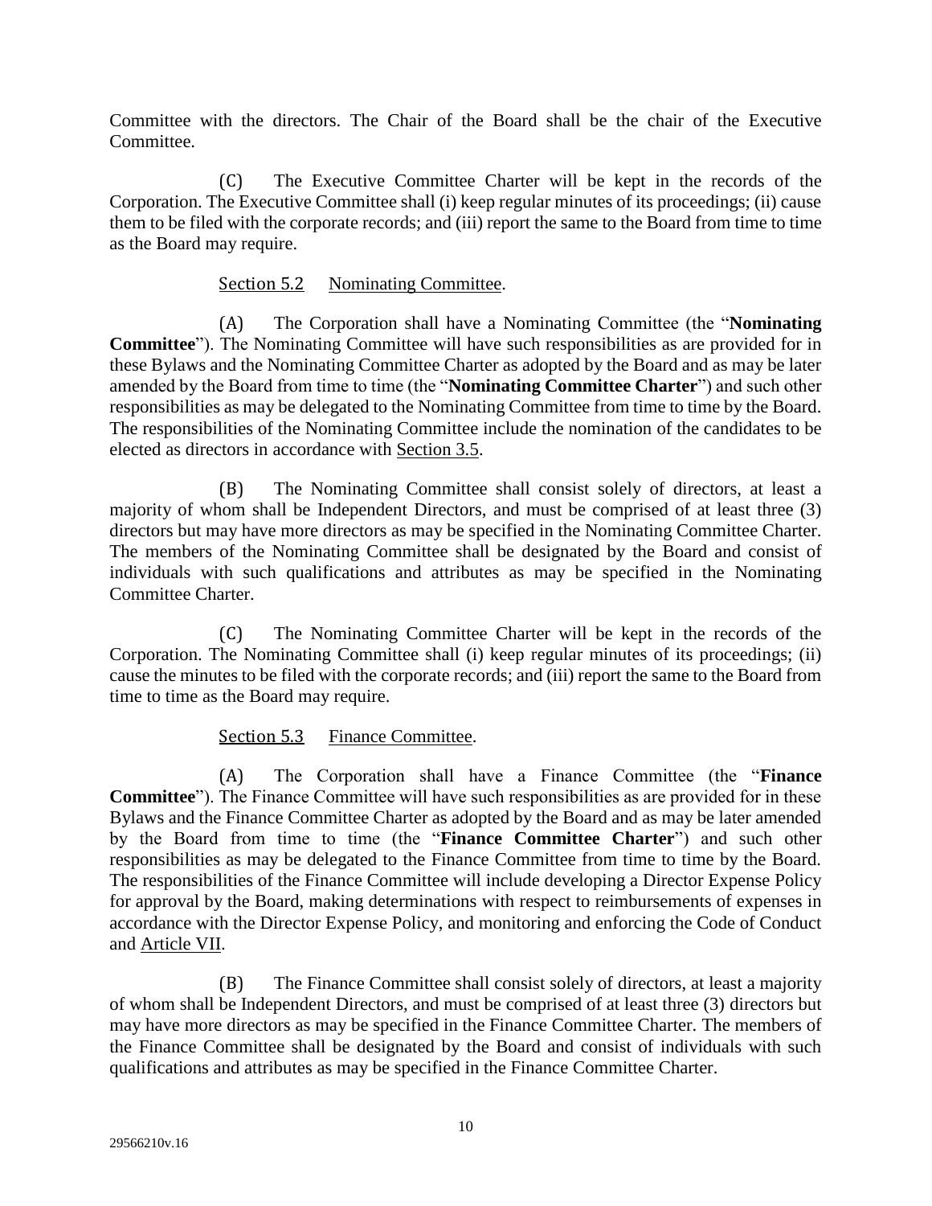Committee with the directors. The Chair of the Board shall be the chair of the Executive Committee.

(C) The Executive Committee Charter will be kept in the records of the Corporation. The Executive Committee shall (i) keep regular minutes of its proceedings; (ii) cause them to be filed with the corporate records; and (iii) report the same to the Board from time to time as the Board may require.

Section 5.2 Nominating Committee.

(A) The Corporation shall have a Nominating Committee (the "**Nominating Committee**"). The Nominating Committee will have such responsibilities as are provided for in these Bylaws and the Nominating Committee Charter as adopted by the Board and as may be later amended by the Board from time to time (the "**Nominating Committee Charter**") and such other responsibilities as may be delegated to the Nominating Committee from time to time by the Board. The responsibilities of the Nominating Committee include the nomination of the candidates to be elected as directors in accordance with Section 3.5.

(B) The Nominating Committee shall consist solely of directors, at least a majority of whom shall be Independent Directors, and must be comprised of at least three (3) directors but may have more directors as may be specified in the Nominating Committee Charter. The members of the Nominating Committee shall be designated by the Board and consist of individuals with such qualifications and attributes as may be specified in the Nominating Committee Charter.

(C) The Nominating Committee Charter will be kept in the records of the Corporation. The Nominating Committee shall (i) keep regular minutes of its proceedings; (ii) cause the minutes to be filed with the corporate records; and (iii) report the same to the Board from time to time as the Board may require.

Section 5.3 Finance Committee.

(A) The Corporation shall have a Finance Committee (the "**Finance Committee**"). The Finance Committee will have such responsibilities as are provided for in these Bylaws and the Finance Committee Charter as adopted by the Board and as may be later amended by the Board from time to time (the "**Finance Committee Charter**") and such other responsibilities as may be delegated to the Finance Committee from time to time by the Board. The responsibilities of the Finance Committee will include developing a Director Expense Policy for approval by the Board, making determinations with respect to reimbursements of expenses in accordance with the Director Expense Policy, and monitoring and enforcing the Code of Conduct and Article VII.

(B) The Finance Committee shall consist solely of directors, at least a majority of whom shall be Independent Directors, and must be comprised of at least three (3) directors but may have more directors as may be specified in the Finance Committee Charter. The members of the Finance Committee shall be designated by the Board and consist of individuals with such qualifications and attributes as may be specified in the Finance Committee Charter.

29566210v.16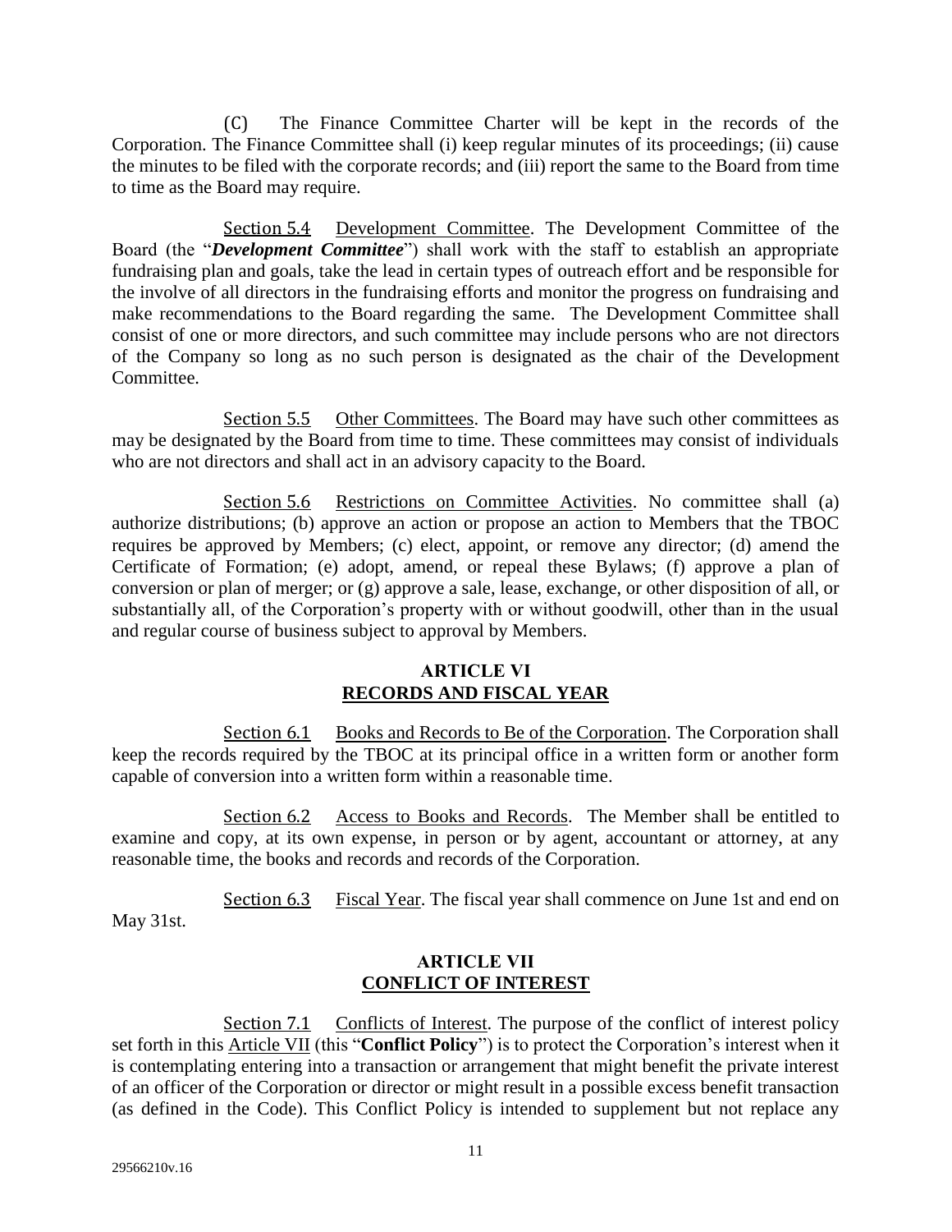(C) The Finance Committee Charter will be kept in the records of the Corporation. The Finance Committee shall (i) keep regular minutes of its proceedings; (ii) cause the minutes to be filed with the corporate records; and (iii) report the same to the Board from time to time as the Board may require.

Section 5.4 Development Committee. The Development Committee of the Board (the "***Development Committee***") shall work with the staff to establish an appropriate fundraising plan and goals, take the lead in certain types of outreach effort and be responsible for the involve of all directors in the fundraising efforts and monitor the progress on fundraising and make recommendations to the Board regarding the same. The Development Committee shall consist of one or more directors, and such committee may include persons who are not directors of the Company so long as no such person is designated as the chair of the Development Committee.

Section 5.5 Other Committees. The Board may have such other committees as may be designated by the Board from time to time. These committees may consist of individuals who are not directors and shall act in an advisory capacity to the Board.

Section 5.6 Restrictions on Committee Activities. No committee shall (a) authorize distributions; (b) approve an action or propose an action to Members that the TBOC requires be approved by Members; (c) elect, appoint, or remove any director; (d) amend the Certificate of Formation; (e) adopt, amend, or repeal these Bylaws; (f) approve a plan of conversion or plan of merger; or (g) approve a sale, lease, exchange, or other disposition of all, or substantially all, of the Corporation's property with or without goodwill, other than in the usual and regular course of business subject to approval by Members.

## ARTICLE VI
## RECORDS AND FISCAL YEAR

Section 6.1 Books and Records to Be of the Corporation. The Corporation shall keep the records required by the TBOC at its principal office in a written form or another form capable of conversion into a written form within a reasonable time.

Section 6.2 Access to Books and Records. The Member shall be entitled to examine and copy, at its own expense, in person or by agent, accountant or attorney, at any reasonable time, the books and records and records of the Corporation.

Section 6.3 Fiscal Year. The fiscal year shall commence on June 1st and end on May 31st.

## ARTICLE VII
## CONFLICT OF INTEREST

Section 7.1 Conflicts of Interest. The purpose of the conflict of interest policy set forth in this Article VII (this "**Conflict Policy**") is to protect the Corporation's interest when it is contemplating entering into a transaction or arrangement that might benefit the private interest of an officer of the Corporation or director or might result in a possible excess benefit transaction (as defined in the Code). This Conflict Policy is intended to supplement but not replace any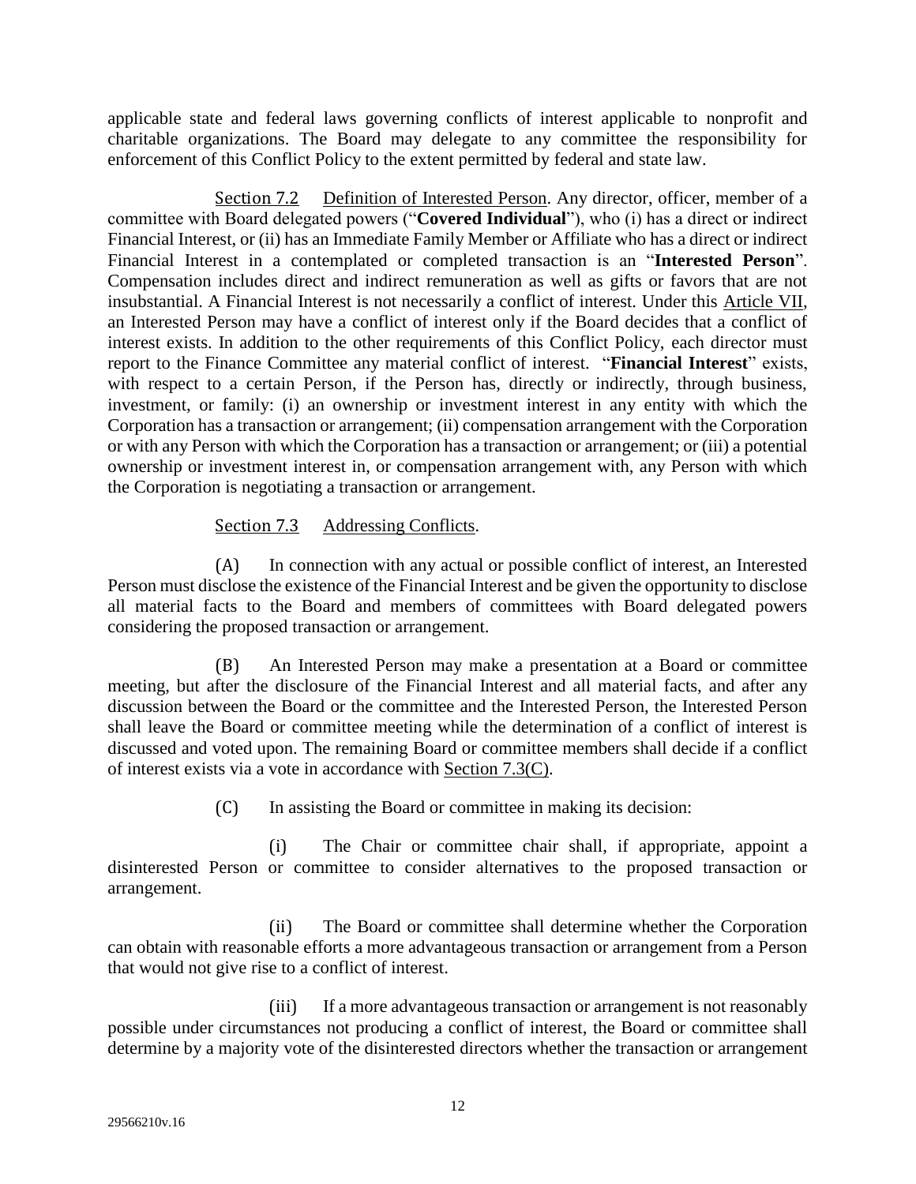applicable state and federal laws governing conflicts of interest applicable to nonprofit and charitable organizations. The Board may delegate to any committee the responsibility for enforcement of this Conflict Policy to the extent permitted by federal and state law.

Section 7.2 Definition of Interested Person. Any director, officer, member of a committee with Board delegated powers ("**Covered Individual**"), who (i) has a direct or indirect Financial Interest, or (ii) has an Immediate Family Member or Affiliate who has a direct or indirect Financial Interest in a contemplated or completed transaction is an "**Interested Person**". Compensation includes direct and indirect remuneration as well as gifts or favors that are not insubstantial. A Financial Interest is not necessarily a conflict of interest. Under this Article VII, an Interested Person may have a conflict of interest only if the Board decides that a conflict of interest exists. In addition to the other requirements of this Conflict Policy, each director must report to the Finance Committee any material conflict of interest. "**Financial Interest**" exists, with respect to a certain Person, if the Person has, directly or indirectly, through business, investment, or family: (i) an ownership or investment interest in any entity with which the Corporation has a transaction or arrangement; (ii) compensation arrangement with the Corporation or with any Person with which the Corporation has a transaction or arrangement; or (iii) a potential ownership or investment interest in, or compensation arrangement with, any Person with which the Corporation is negotiating a transaction or arrangement.

Section 7.3 Addressing Conflicts.

(A) In connection with any actual or possible conflict of interest, an Interested Person must disclose the existence of the Financial Interest and be given the opportunity to disclose all material facts to the Board and members of committees with Board delegated powers considering the proposed transaction or arrangement.

(B) An Interested Person may make a presentation at a Board or committee meeting, but after the disclosure of the Financial Interest and all material facts, and after any discussion between the Board or the committee and the Interested Person, the Interested Person shall leave the Board or committee meeting while the determination of a conflict of interest is discussed and voted upon. The remaining Board or committee members shall decide if a conflict of interest exists via a vote in accordance with Section 7.3(C).

(C) In assisting the Board or committee in making its decision:

(i) The Chair or committee chair shall, if appropriate, appoint a disinterested Person or committee to consider alternatives to the proposed transaction or arrangement.

(ii) The Board or committee shall determine whether the Corporation can obtain with reasonable efforts a more advantageous transaction or arrangement from a Person that would not give rise to a conflict of interest.

(iii) If a more advantageous transaction or arrangement is not reasonably possible under circumstances not producing a conflict of interest, the Board or committee shall determine by a majority vote of the disinterested directors whether the transaction or arrangement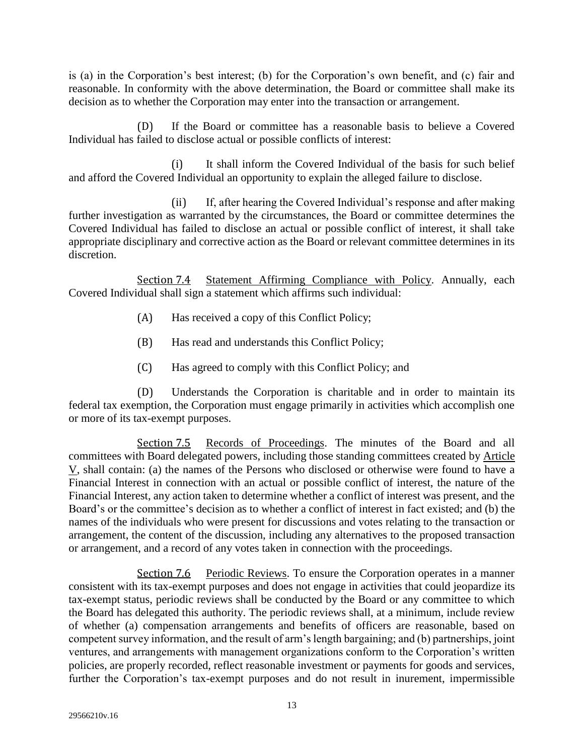is (a) in the Corporation's best interest; (b) for the Corporation's own benefit, and (c) fair and reasonable. In conformity with the above determination, the Board or committee shall make its decision as to whether the Corporation may enter into the transaction or arrangement.

(D) If the Board or committee has a reasonable basis to believe a Covered Individual has failed to disclose actual or possible conflicts of interest:

(i) It shall inform the Covered Individual of the basis for such belief and afford the Covered Individual an opportunity to explain the alleged failure to disclose.

(ii) If, after hearing the Covered Individual's response and after making further investigation as warranted by the circumstances, the Board or committee determines the Covered Individual has failed to disclose an actual or possible conflict of interest, it shall take appropriate disciplinary and corrective action as the Board or relevant committee determines in its discretion.

Section 7.4 Statement Affirming Compliance with Policy. Annually, each Covered Individual shall sign a statement which affirms such individual:

(A) Has received a copy of this Conflict Policy;

(B) Has read and understands this Conflict Policy;

(C) Has agreed to comply with this Conflict Policy; and

(D) Understands the Corporation is charitable and in order to maintain its federal tax exemption, the Corporation must engage primarily in activities which accomplish one or more of its tax-exempt purposes.

Section 7.5 Records of Proceedings. The minutes of the Board and all committees with Board delegated powers, including those standing committees created by Article V, shall contain: (a) the names of the Persons who disclosed or otherwise were found to have a Financial Interest in connection with an actual or possible conflict of interest, the nature of the Financial Interest, any action taken to determine whether a conflict of interest was present, and the Board's or the committee's decision as to whether a conflict of interest in fact existed; and (b) the names of the individuals who were present for discussions and votes relating to the transaction or arrangement, the content of the discussion, including any alternatives to the proposed transaction or arrangement, and a record of any votes taken in connection with the proceedings.

Section 7.6 Periodic Reviews. To ensure the Corporation operates in a manner consistent with its tax-exempt purposes and does not engage in activities that could jeopardize its tax-exempt status, periodic reviews shall be conducted by the Board or any committee to which the Board has delegated this authority. The periodic reviews shall, at a minimum, include review of whether (a) compensation arrangements and benefits of officers are reasonable, based on competent survey information, and the result of arm's length bargaining; and (b) partnerships, joint ventures, and arrangements with management organizations conform to the Corporation's written policies, are properly recorded, reflect reasonable investment or payments for goods and services, further the Corporation's tax-exempt purposes and do not result in inurement, impermissible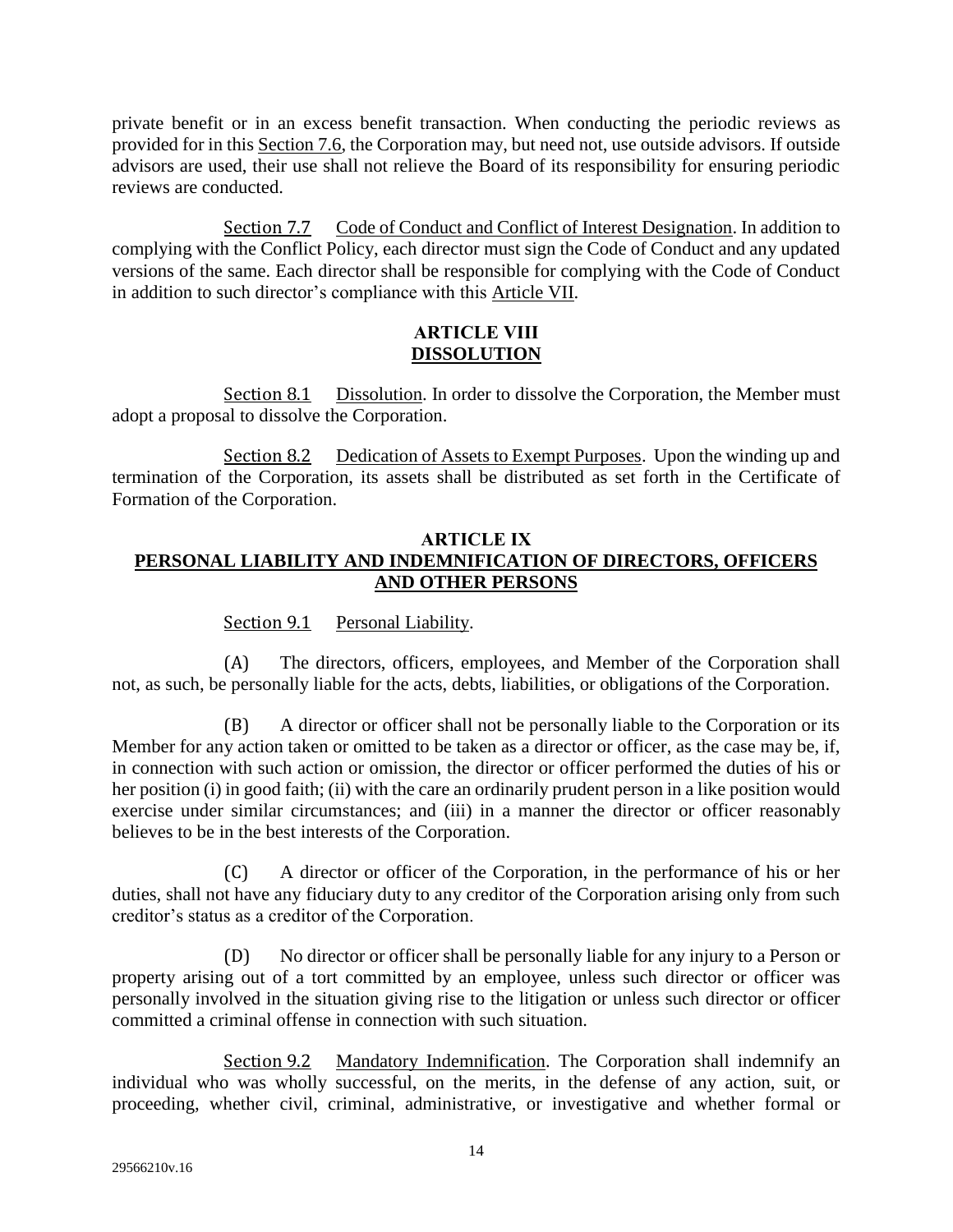private benefit or in an excess benefit transaction. When conducting the periodic reviews as provided for in this Section 7.6, the Corporation may, but need not, use outside advisors. If outside advisors are used, their use shall not relieve the Board of its responsibility for ensuring periodic reviews are conducted.

Section 7.7 Code of Conduct and Conflict of Interest Designation. In addition to complying with the Conflict Policy, each director must sign the Code of Conduct and any updated versions of the same. Each director shall be responsible for complying with the Code of Conduct in addition to such director's compliance with this Article VII.

## ARTICLE VIII
## DISSOLUTION

Section 8.1 Dissolution. In order to dissolve the Corporation, the Member must adopt a proposal to dissolve the Corporation.

Section 8.2 Dedication of Assets to Exempt Purposes. Upon the winding up and termination of the Corporation, its assets shall be distributed as set forth in the Certificate of Formation of the Corporation.

## ARTICLE IX
## PERSONAL LIABILITY AND INDEMNIFICATION OF DIRECTORS, OFFICERS AND OTHER PERSONS

Section 9.1 Personal Liability.

(A) The directors, officers, employees, and Member of the Corporation shall not, as such, be personally liable for the acts, debts, liabilities, or obligations of the Corporation.

(B) A director or officer shall not be personally liable to the Corporation or its Member for any action taken or omitted to be taken as a director or officer, as the case may be, if, in connection with such action or omission, the director or officer performed the duties of his or her position (i) in good faith; (ii) with the care an ordinarily prudent person in a like position would exercise under similar circumstances; and (iii) in a manner the director or officer reasonably believes to be in the best interests of the Corporation.

(C) A director or officer of the Corporation, in the performance of his or her duties, shall not have any fiduciary duty to any creditor of the Corporation arising only from such creditor's status as a creditor of the Corporation.

(D) No director or officer shall be personally liable for any injury to a Person or property arising out of a tort committed by an employee, unless such director or officer was personally involved in the situation giving rise to the litigation or unless such director or officer committed a criminal offense in connection with such situation.

Section 9.2 Mandatory Indemnification. The Corporation shall indemnify an individual who was wholly successful, on the merits, in the defense of any action, suit, or proceeding, whether civil, criminal, administrative, or investigative and whether formal or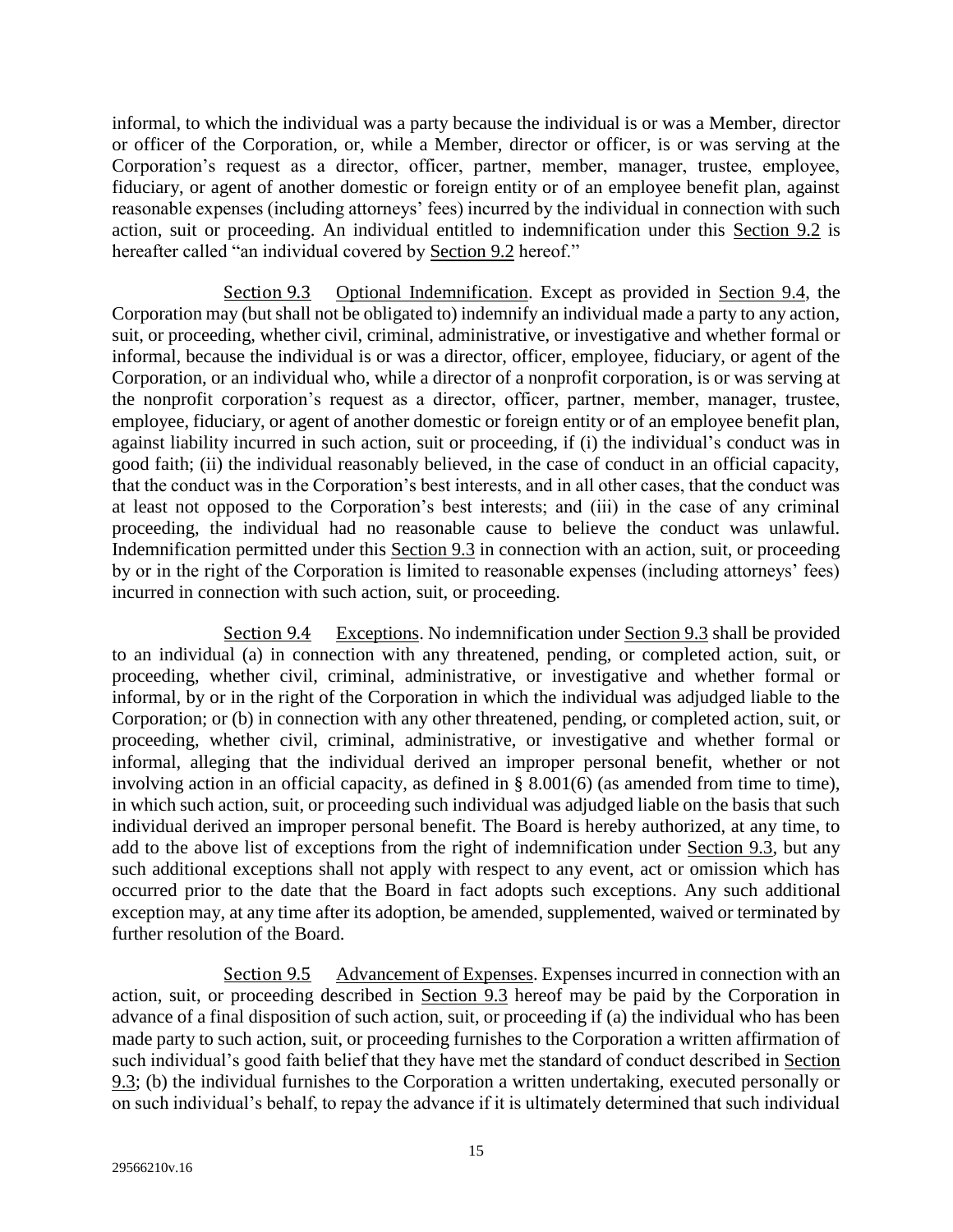informal, to which the individual was a party because the individual is or was a Member, director or officer of the Corporation, or, while a Member, director or officer, is or was serving at the Corporation's request as a director, officer, partner, member, manager, trustee, employee, fiduciary, or agent of another domestic or foreign entity or of an employee benefit plan, against reasonable expenses (including attorneys' fees) incurred by the individual in connection with such action, suit or proceeding. An individual entitled to indemnification under this Section 9.2 is hereafter called "an individual covered by Section 9.2 hereof."

Section 9.3 Optional Indemnification. Except as provided in Section 9.4, the Corporation may (but shall not be obligated to) indemnify an individual made a party to any action, suit, or proceeding, whether civil, criminal, administrative, or investigative and whether formal or informal, because the individual is or was a director, officer, employee, fiduciary, or agent of the Corporation, or an individual who, while a director of a nonprofit corporation, is or was serving at the nonprofit corporation's request as a director, officer, partner, member, manager, trustee, employee, fiduciary, or agent of another domestic or foreign entity or of an employee benefit plan, against liability incurred in such action, suit or proceeding, if (i) the individual's conduct was in good faith; (ii) the individual reasonably believed, in the case of conduct in an official capacity, that the conduct was in the Corporation's best interests, and in all other cases, that the conduct was at least not opposed to the Corporation's best interests; and (iii) in the case of any criminal proceeding, the individual had no reasonable cause to believe the conduct was unlawful. Indemnification permitted under this Section 9.3 in connection with an action, suit, or proceeding by or in the right of the Corporation is limited to reasonable expenses (including attorneys' fees) incurred in connection with such action, suit, or proceeding.

Section 9.4 Exceptions. No indemnification under Section 9.3 shall be provided to an individual (a) in connection with any threatened, pending, or completed action, suit, or proceeding, whether civil, criminal, administrative, or investigative and whether formal or informal, by or in the right of the Corporation in which the individual was adjudged liable to the Corporation; or (b) in connection with any other threatened, pending, or completed action, suit, or proceeding, whether civil, criminal, administrative, or investigative and whether formal or informal, alleging that the individual derived an improper personal benefit, whether or not involving action in an official capacity, as defined in § 8.001(6) (as amended from time to time), in which such action, suit, or proceeding such individual was adjudged liable on the basis that such individual derived an improper personal benefit. The Board is hereby authorized, at any time, to add to the above list of exceptions from the right of indemnification under Section 9.3, but any such additional exceptions shall not apply with respect to any event, act or omission which has occurred prior to the date that the Board in fact adopts such exceptions. Any such additional exception may, at any time after its adoption, be amended, supplemented, waived or terminated by further resolution of the Board.

Section 9.5 Advancement of Expenses. Expenses incurred in connection with an action, suit, or proceeding described in Section 9.3 hereof may be paid by the Corporation in advance of a final disposition of such action, suit, or proceeding if (a) the individual who has been made party to such action, suit, or proceeding furnishes to the Corporation a written affirmation of such individual's good faith belief that they have met the standard of conduct described in Section 9.3; (b) the individual furnishes to the Corporation a written undertaking, executed personally or on such individual's behalf, to repay the advance if it is ultimately determined that such individual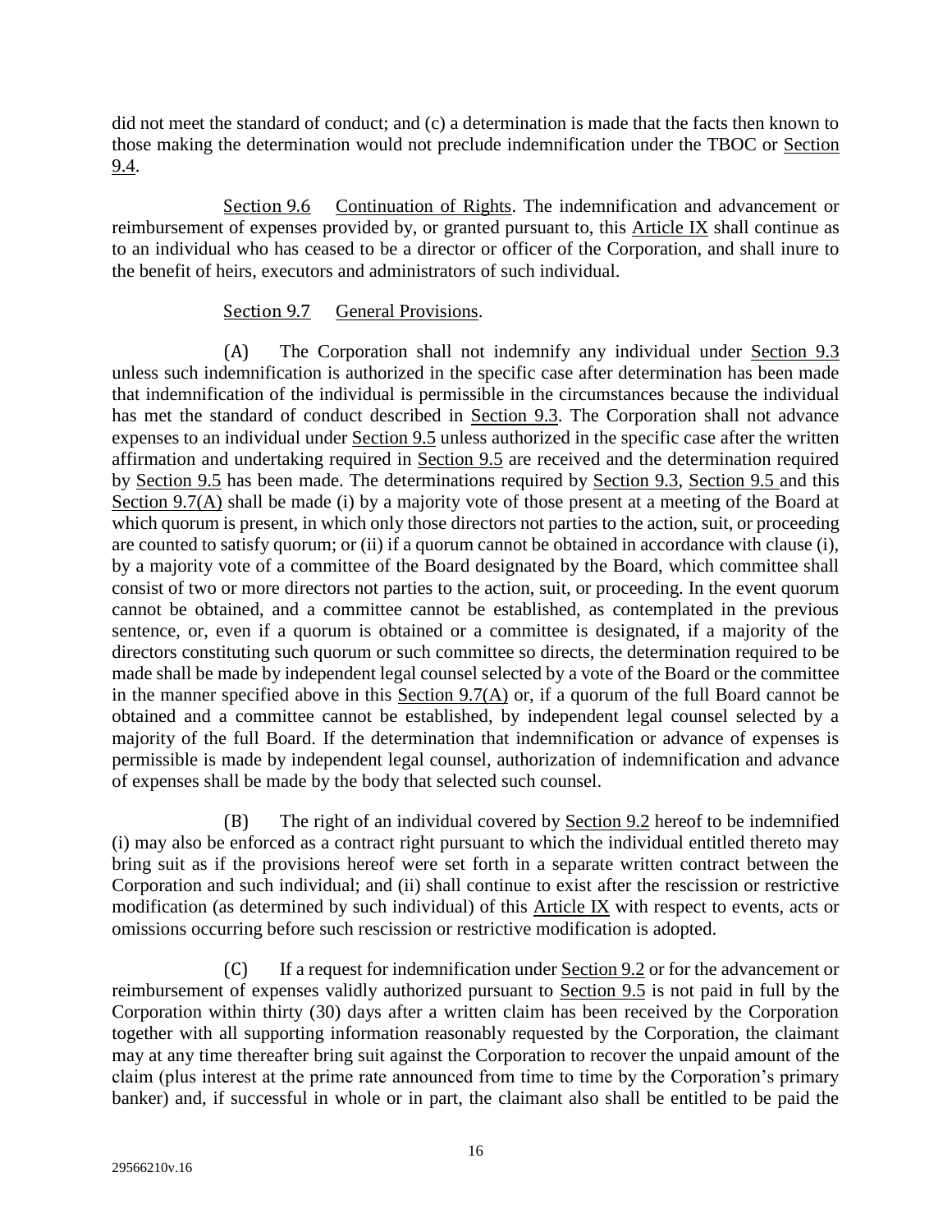did not meet the standard of conduct; and (c) a determination is made that the facts then known to those making the determination would not preclude indemnification under the TBOC or Section 9.4.

Section 9.6 Continuation of Rights. The indemnification and advancement or reimbursement of expenses provided by, or granted pursuant to, this Article IX shall continue as to an individual who has ceased to be a director or officer of the Corporation, and shall inure to the benefit of heirs, executors and administrators of such individual.

Section 9.7 General Provisions.

(A) The Corporation shall not indemnify any individual under Section 9.3 unless such indemnification is authorized in the specific case after determination has been made that indemnification of the individual is permissible in the circumstances because the individual has met the standard of conduct described in Section 9.3. The Corporation shall not advance expenses to an individual under Section 9.5 unless authorized in the specific case after the written affirmation and undertaking required in Section 9.5 are received and the determination required by Section 9.5 has been made. The determinations required by Section 9.3, Section 9.5 and this Section 9.7(A) shall be made (i) by a majority vote of those present at a meeting of the Board at which quorum is present, in which only those directors not parties to the action, suit, or proceeding are counted to satisfy quorum; or (ii) if a quorum cannot be obtained in accordance with clause (i), by a majority vote of a committee of the Board designated by the Board, which committee shall consist of two or more directors not parties to the action, suit, or proceeding. In the event quorum cannot be obtained, and a committee cannot be established, as contemplated in the previous sentence, or, even if a quorum is obtained or a committee is designated, if a majority of the directors constituting such quorum or such committee so directs, the determination required to be made shall be made by independent legal counsel selected by a vote of the Board or the committee in the manner specified above in this Section 9.7(A) or, if a quorum of the full Board cannot be obtained and a committee cannot be established, by independent legal counsel selected by a majority of the full Board. If the determination that indemnification or advance of expenses is permissible is made by independent legal counsel, authorization of indemnification and advance of expenses shall be made by the body that selected such counsel.

(B) The right of an individual covered by Section 9.2 hereof to be indemnified (i) may also be enforced as a contract right pursuant to which the individual entitled thereto may bring suit as if the provisions hereof were set forth in a separate written contract between the Corporation and such individual; and (ii) shall continue to exist after the rescission or restrictive modification (as determined by such individual) of this Article IX with respect to events, acts or omissions occurring before such rescission or restrictive modification is adopted.

(C) If a request for indemnification under Section 9.2 or for the advancement or reimbursement of expenses validly authorized pursuant to Section 9.5 is not paid in full by the Corporation within thirty (30) days after a written claim has been received by the Corporation together with all supporting information reasonably requested by the Corporation, the claimant may at any time thereafter bring suit against the Corporation to recover the unpaid amount of the claim (plus interest at the prime rate announced from time to time by the Corporation's primary banker) and, if successful in whole or in part, the claimant also shall be entitled to be paid the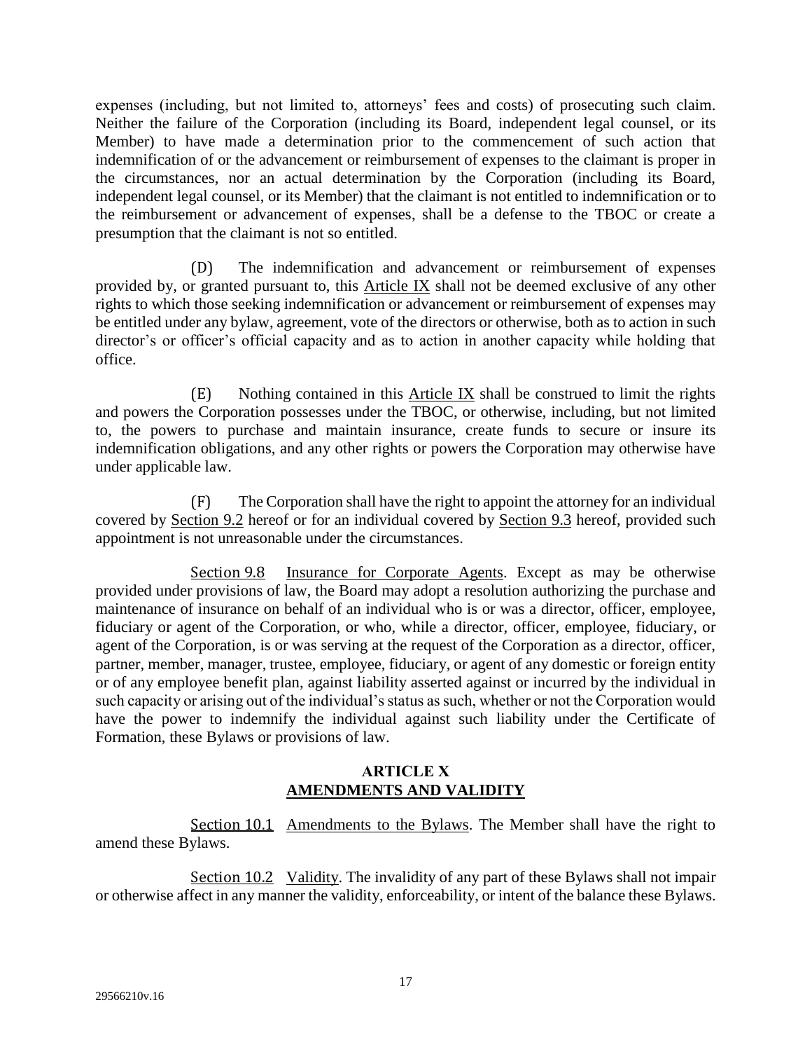expenses (including, but not limited to, attorneys' fees and costs) of prosecuting such claim. Neither the failure of the Corporation (including its Board, independent legal counsel, or its Member) to have made a determination prior to the commencement of such action that indemnification of or the advancement or reimbursement of expenses to the claimant is proper in the circumstances, nor an actual determination by the Corporation (including its Board, independent legal counsel, or its Member) that the claimant is not entitled to indemnification or to the reimbursement or advancement of expenses, shall be a defense to the TBOC or create a presumption that the claimant is not so entitled.

(D) The indemnification and advancement or reimbursement of expenses provided by, or granted pursuant to, this Article IX shall not be deemed exclusive of any other rights to which those seeking indemnification or advancement or reimbursement of expenses may be entitled under any bylaw, agreement, vote of the directors or otherwise, both as to action in such director's or officer's official capacity and as to action in another capacity while holding that office.

(E) Nothing contained in this Article IX shall be construed to limit the rights and powers the Corporation possesses under the TBOC, or otherwise, including, but not limited to, the powers to purchase and maintain insurance, create funds to secure or insure its indemnification obligations, and any other rights or powers the Corporation may otherwise have under applicable law.

(F) The Corporation shall have the right to appoint the attorney for an individual covered by Section 9.2 hereof or for an individual covered by Section 9.3 hereof, provided such appointment is not unreasonable under the circumstances.

Section 9.8 Insurance for Corporate Agents. Except as may be otherwise provided under provisions of law, the Board may adopt a resolution authorizing the purchase and maintenance of insurance on behalf of an individual who is or was a director, officer, employee, fiduciary or agent of the Corporation, or who, while a director, officer, employee, fiduciary, or agent of the Corporation, is or was serving at the request of the Corporation as a director, officer, partner, member, manager, trustee, employee, fiduciary, or agent of any domestic or foreign entity or of any employee benefit plan, against liability asserted against or incurred by the individual in such capacity or arising out of the individual's status as such, whether or not the Corporation would have the power to indemnify the individual against such liability under the Certificate of Formation, these Bylaws or provisions of law.

## ARTICLE X
## AMENDMENTS AND VALIDITY

Section 10.1 Amendments to the Bylaws. The Member shall have the right to amend these Bylaws.

Section 10.2 Validity. The invalidity of any part of these Bylaws shall not impair or otherwise affect in any manner the validity, enforceability, or intent of the balance these Bylaws.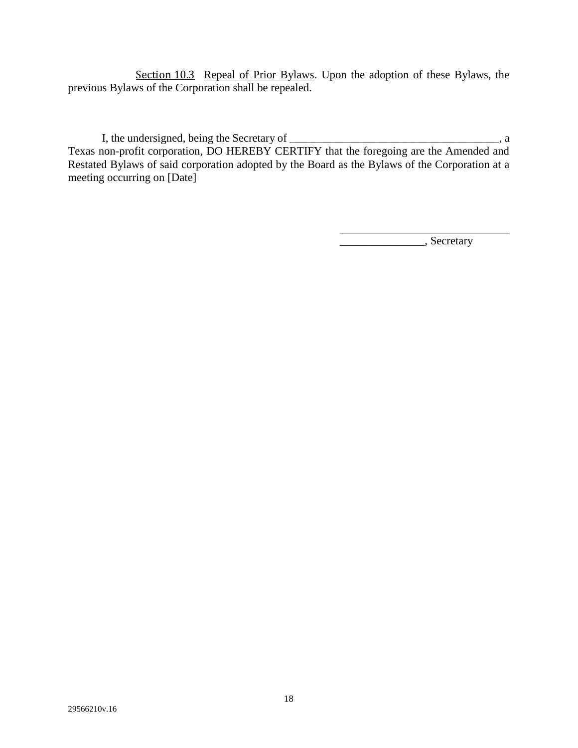Section 10.3 Repeal of Prior Bylaws. Upon the adoption of these Bylaws, the previous Bylaws of the Corporation shall be repealed.

I, the undersigned, being the Secretary of _____________________________________, a Texas non-profit corporation, DO HEREBY CERTIFY that the foregoing are the Amended and Restated Bylaws of said corporation adopted by the Board as the Bylaws of the Corporation at a meeting occurring on [Date]

_______________________________

_______________, Secretary

29566210v.16